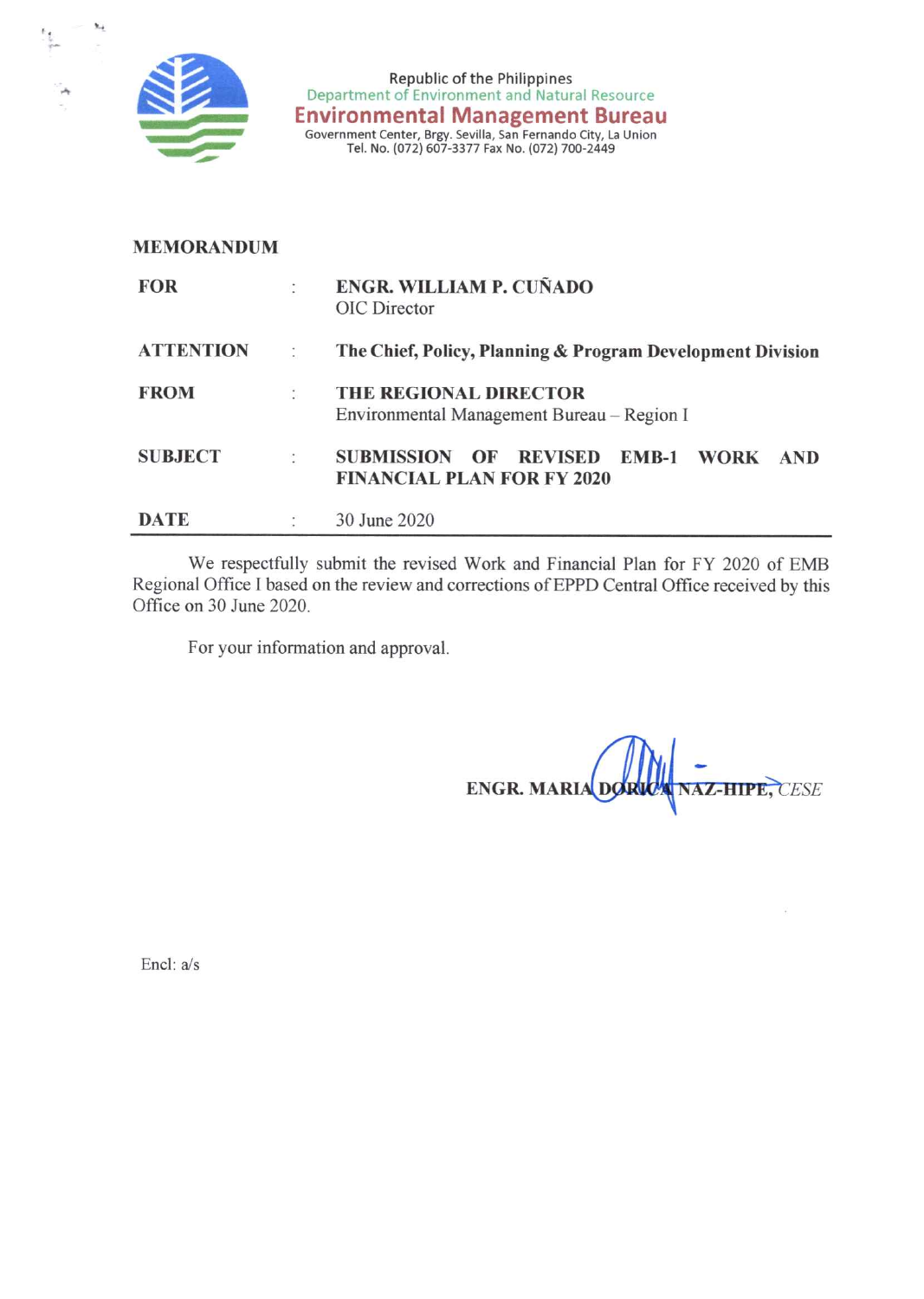Republic of the Philippines
Department of Environment and Natural Resource
**Environmental Management Bureau**
Government Center, Brgy. Sevilla, San Fernando City, La Union
Tel. No. (072) 607-3377 Fax No. (072) 700-2449

**MEMORANDUM**

| | | |
|---|---|---|
| **FOR** | : | **ENGR. WILLIAM P. CUÑADO**<br>OIC Director |
| **ATTENTION** | : | **The Chief, Policy, Planning & Program Development Division** |
| **FROM** | : | **THE REGIONAL DIRECTOR**<br>Environmental Management Bureau – Region I |
| **SUBJECT** | : | **SUBMISSION OF REVISED EMB-1 WORK AND FINANCIAL PLAN FOR FY 2020** |
| **DATE** | : | 30 June 2020 |

We respectfully submit the revised Work and Financial Plan for FY 2020 of EMB Regional Office I based on the review and corrections of EPPD Central Office received by this Office on 30 June 2020.

For your information and approval.

**ENGR. MARIA DORICA NAZ-HIPE,** *CESE*

Encl: a/s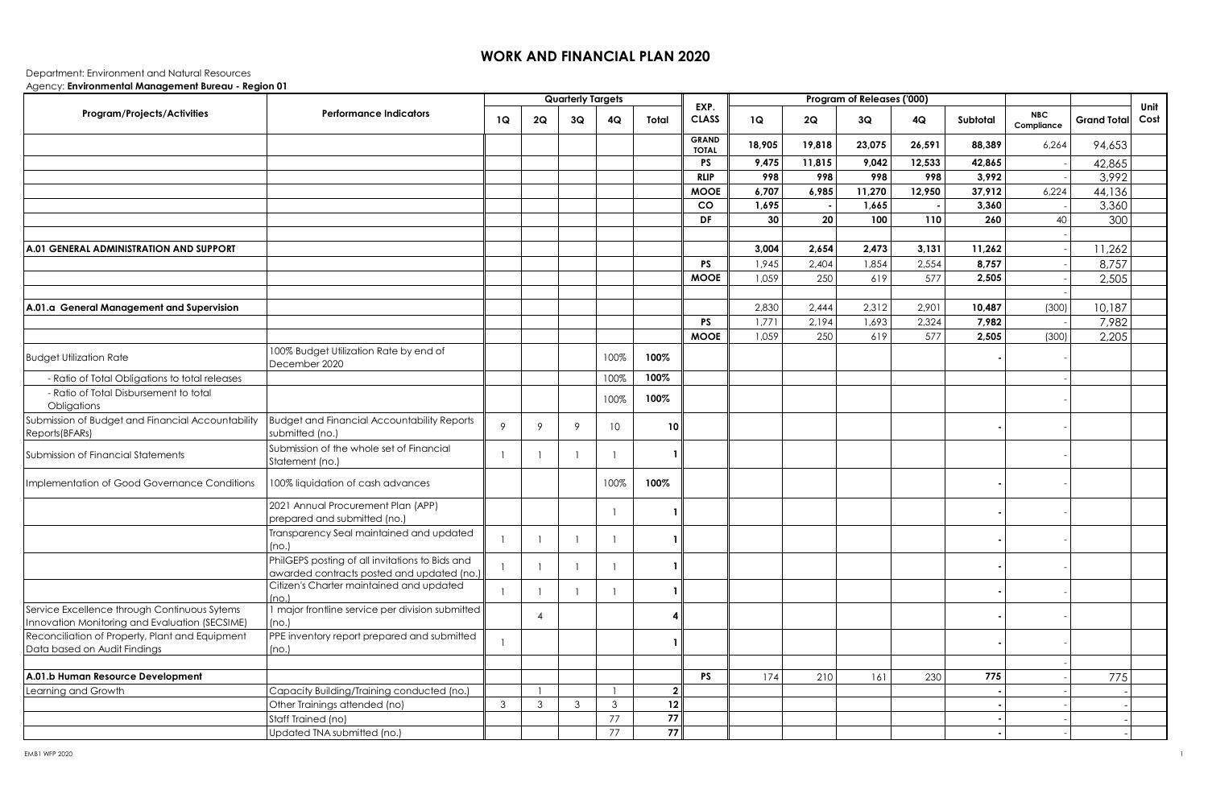# WORK AND FINANCIAL PLAN 2020

Department: Environment and Natural Resources
Agency: **Environmental Management Bureau - Region 01**

| Program/Projects/Activities | Performance Indicators | Quarterly Targets | | | | | EXP. CLASS | Program of Releases ('000) | | | | | | | Unit Cost |
|---|---|---|---|---|---|---|---|---|---|---|---|---|---|---|---|
| | | 1Q | 2Q | 3Q | 4Q | Total | | 1Q | 2Q | 3Q | 4Q | Subtotal | NBC Compliance | Grand Total | |
| | | | | | | | **GRAND TOTAL** | **18,905** | **19,818** | **23,075** | **26,591** | **88,389** | 6,264 | 94,653 | |
| | | | | | | | **PS** | **9,475** | **11,815** | **9,042** | **12,533** | **42,865** | - | 42,865 | |
| | | | | | | | **RLIP** | **998** | **998** | **998** | **998** | **3,992** | - | 3,992 | |
| | | | | | | | **MOOE** | **6,707** | **6,985** | **11,270** | **12,950** | **37,912** | 6,224 | 44,136 | |
| | | | | | | | **CO** | **1,695** | **-** | **1,665** | **-** | **3,360** | - | 3,360 | |
| | | | | | | | **DF** | **30** | **20** | **100** | **110** | **260** | 40 | 300 | |
| | | | | | | | | | | | | | - | | |
| **A.01 GENERAL ADMINISTRATION AND SUPPORT** | | | | | | | | **3,004** | **2,654** | **2,473** | **3,131** | **11,262** | - | 11,262 | |
| | | | | | | | **PS** | 1,945 | 2,404 | 1,854 | 2,554 | **8,757** | - | 8,757 | |
| | | | | | | | **MOOE** | 1,059 | 250 | 619 | 577 | **2,505** | - | 2,505 | |
| | | | | | | | | | | | | | - | | |
| **A.01.a General Management and Supervision** | | | | | | | | 2,830 | 2,444 | 2,312 | 2,901 | **10,487** | (300) | 10,187 | |
| | | | | | | | **PS** | 1,771 | 2,194 | 1,693 | 2,324 | **7,982** | - | 7,982 | |
| | | | | | | | **MOOE** | 1,059 | 250 | 619 | 577 | **2,505** | (300) | 2,205 | |
| Budget Utilization Rate | 100% Budget Utilization Rate by end of December 2020 | | | | 100% | **100%** | | | | | | **-** | - | | |
| - Ratio of Total Obligations to total releases | | | | | 100% | **100%** | | | | | | | - | | |
| - Ratio of Total Disbursement to total Obligations | | | | | 100% | **100%** | | | | | | | - | | |
| Submission of Budget and Financial Accountability Reports(BFARs) | Budget and Financial Accountability Reports submitted (no.) | 9 | 9 | 9 | 10 | **10** | | | | | | **-** | - | | |
| Submission of Financial Statements | Submission of the whole set of Financial Statement (no.) | 1 | 1 | 1 | 1 | **1** | | | | | | | - | | |
| Implementation of Good Governance Conditions | 100% liquidation of cash advances | | | | 100% | **100%** | | | | | | **-** | - | | |
| | 2021 Annual Procurement Plan (APP) prepared and submitted (no.) | | | | 1 | **1** | | | | | | **-** | - | | |
| | Transparency Seal maintained and updated (no.) | 1 | 1 | 1 | 1 | **1** | | | | | | **-** | - | | |
| | PhilGEPS posting of all invitations to Bids and awarded contracts posted and updated (no.) | 1 | 1 | 1 | 1 | **1** | | | | | | **-** | - | | |
| | Citizen's Charter maintained and updated (no.) | 1 | 1 | 1 | 1 | **1** | | | | | | **-** | - | | |
| Service Excellence through Continuous Sytems Innovation Monitoring and Evaluation (SECSIME) | 1 major frontline service per division submitted (no.) | | 4 | | | **4** | | | | | | **-** | - | | |
| Reconciliation of Property, Plant and Equipment Data based on Audit Findings | PPE inventory report prepared and submitted (no.) | 1 | | | | **1** | | | | | | **-** | - | | |
| | | | | | | | | | | | | | - | | |
| **A.01.b Human Resource Development** | | | | | | | **PS** | 174 | 210 | 161 | 230 | **775** | - | 775 | |
| Learning and Growth | Capacity Building/Training conducted (no.) | | 1 | | 1 | **2** | | | | | | **-** | - | - | |
| | Other Trainings attended (no) | 3 | 3 | 3 | 3 | **12** | | | | | | **-** | - | - | |
| | Staff Trained (no) | | | | 77 | **77** | | | | | | **-** | - | - | |
| | Updated TNA submitted (no.) | | | | 77 | **77** | | | | | | **-** | - | - | |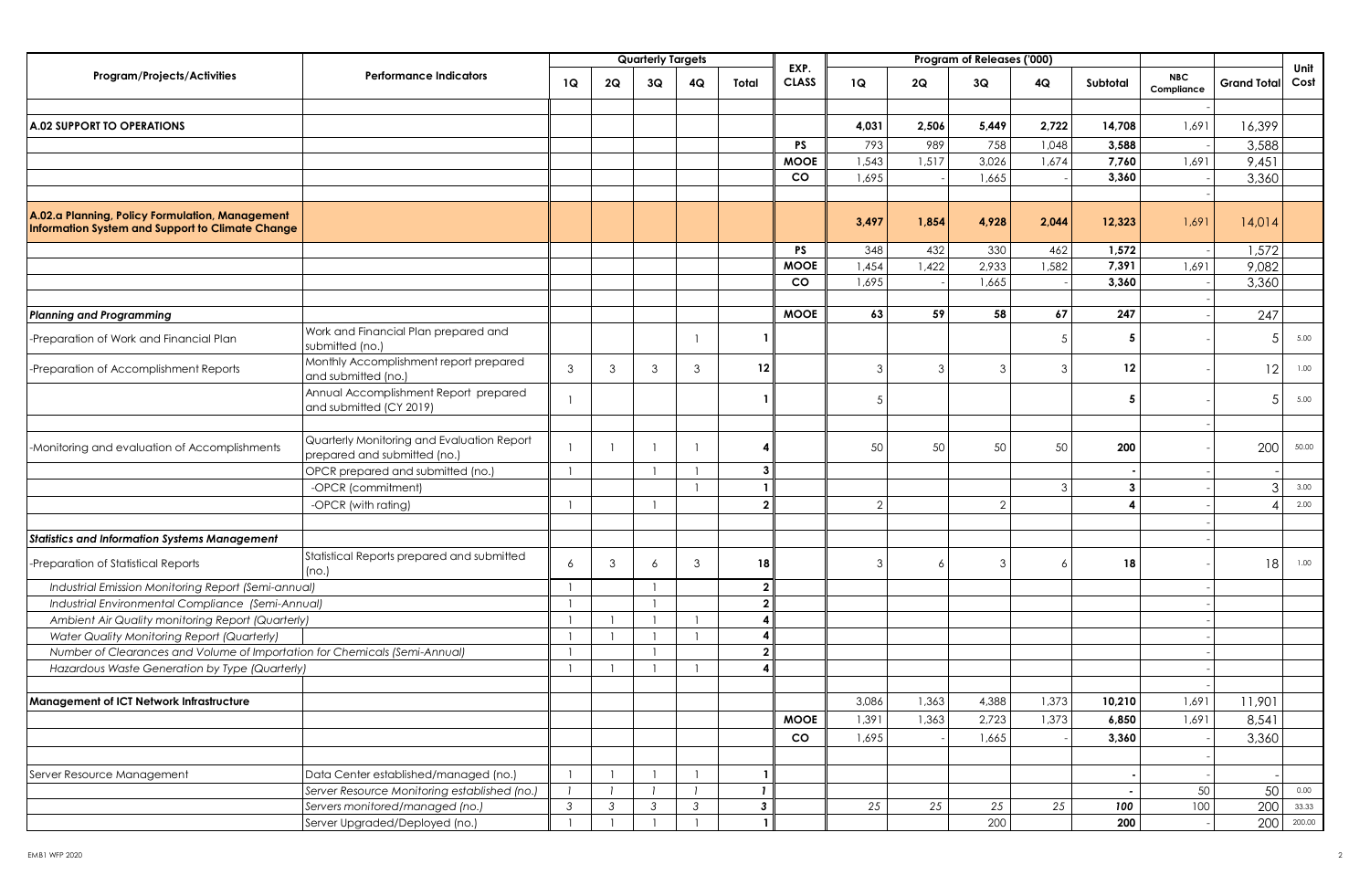| Program/Projects/Activities | Performance Indicators | Quarterly Targets | | | | | EXP. CLASS | Program of Releases ('000) | | | | | NBC Compliance | Grand Total | Unit Cost |
|---|---|---|---|---|---|---|---|---|---|---|---|---|---|---|---|
| | | 1Q | 2Q | 3Q | 4Q | Total | | 1Q | 2Q | 3Q | 4Q | Subtotal | | | |
| | | | | | | | | | | | | | - | | |
| **A.02 SUPPORT TO OPERATIONS** | | | | | | | | **4,031** | **2,506** | **5,449** | **2,722** | **14,708** | 1,691 | 16,399 | |
| | | | | | | | **PS** | 793 | 989 | 758 | 1,048 | **3,588** | - | 3,588 | |
| | | | | | | | **MOOE** | 1,543 | 1,517 | 3,026 | 1,674 | **7,760** | 1,691 | 9,451 | |
| | | | | | | | **CO** | 1,695 | - | 1,665 | - | **3,360** | - | 3,360 | |
| | | | | | | | | | | | | | - | | |
| **A.02.a Planning, Policy Formulation, Management Information System and Support to Climate Change** | | | | | | | | **3,497** | **1,854** | **4,928** | **2,044** | **12,323** | 1,691 | 14,014 | |
| | | | | | | | **PS** | 348 | 432 | 330 | 462 | **1,572** | - | 1,572 | |
| | | | | | | | **MOOE** | 1,454 | 1,422 | 2,933 | 1,582 | **7,391** | 1,691 | 9,082 | |
| | | | | | | | **CO** | 1,695 | - | 1,665 | - | **3,360** | - | 3,360 | |
| | | | | | | | | | | | | | - | | |
| ***Planning and Programming*** | | | | | | | **MOOE** | **63** | **59** | **58** | **67** | **247** | - | 247 | |
| -Preparation of Work and Financial Plan | Work and Financial Plan prepared and submitted (no.) | | | | 1 | **1** | | | | | 5 | **5** | - | 5 | 5.00 |
| -Preparation of Accomplishment Reports | Monthly Accomplishment report prepared and submitted (no.) | 3 | 3 | 3 | 3 | **12** | | 3 | 3 | 3 | 3 | **12** | - | 12 | 1.00 |
| | Annual Accomplishment Report prepared and submitted (CY 2019) | 1 | | | | **1** | | 5 | | | | **5** | - | 5 | 5.00 |
| | | | | | | | | | | | | | - | | |
| -Monitoring and evaluation of Accomplishments | Quarterly Monitoring and Evaluation Report prepared and submitted (no.) | 1 | 1 | 1 | 1 | **4** | | 50 | 50 | 50 | 50 | **200** | - | 200 | 50.00 |
| | OPCR prepared and submitted (no.) | 1 | | 1 | 1 | **3** | | | | | | **-** | - | - | |
| | -OPCR (commitment) | | | | 1 | **1** | | | | | 3 | **3** | - | 3 | 3.00 |
| | -OPCR (with rating) | 1 | | 1 | | **2** | | 2 | | 2 | | **4** | - | 4 | 2.00 |
| | | | | | | | | | | | | | - | | |
| ***Statistics and Information Systems Management*** | | | | | | | | | | | | | - | | |
| -Preparation of Statistical Reports | Statistical Reports prepared and submitted (no.) | 6 | 3 | 6 | 3 | **18** | | 3 | 6 | 3 | 6 | **18** | - | 18 | 1.00 |
| *Industrial Emission Monitoring Report (Semi-annual)* | | 1 | | 1 | | **2** | | | | | | | - | | |
| *Industrial Environmental Compliance (Semi-Annual)* | | 1 | | 1 | | **2** | | | | | | | - | | |
| *Ambient Air Quality monitoring Report (Quarterly)* | | 1 | 1 | 1 | 1 | **4** | | | | | | | - | | |
| *Water Quality Monitoring Report (Quarterly)* | | 1 | 1 | 1 | 1 | **4** | | | | | | | - | | |
| *Number of Clearances and Volume of Importation for Chemicals (Semi-Annual)* | | 1 | | 1 | | **2** | | | | | | | - | | |
| *Hazardous Waste Generation by Type (Quarterly)* | | 1 | 1 | 1 | 1 | **4** | | | | | | | - | | |
| | | | | | | | | | | | | | - | | |
| **Management of ICT Network Infrastructure** | | | | | | | | 3,086 | 1,363 | 4,388 | 1,373 | **10,210** | 1,691 | 11,901 | |
| | | | | | | | **MOOE** | 1,391 | 1,363 | 2,723 | 1,373 | **6,850** | 1,691 | 8,541 | |
| | | | | | | | **CO** | 1,695 | - | 1,665 | - | **3,360** | - | 3,360 | |
| | | | | | | | | | | | | | - | | |
| Server Resource Management | Data Center established/managed (no.) | 1 | 1 | 1 | 1 | **1** | | | | | | **-** | - | - | |
| | *Server Resource Monitoring established (no.)* | *1* | *1* | *1* | *1* | ***1*** | | | | | | **-** | 50 | 50 | 0.00 |
| | *Servers monitored/managed (no.)* | *3* | *3* | *3* | *3* | ***3*** | | *25* | *25* | *25* | *25* | ***100*** | 100 | 200 | 33.33 |
| | Server Upgraded/Deployed (no.) | 1 | 1 | 1 | 1 | **1** | | | | 200 | | **200** | - | 200 | 200.00 |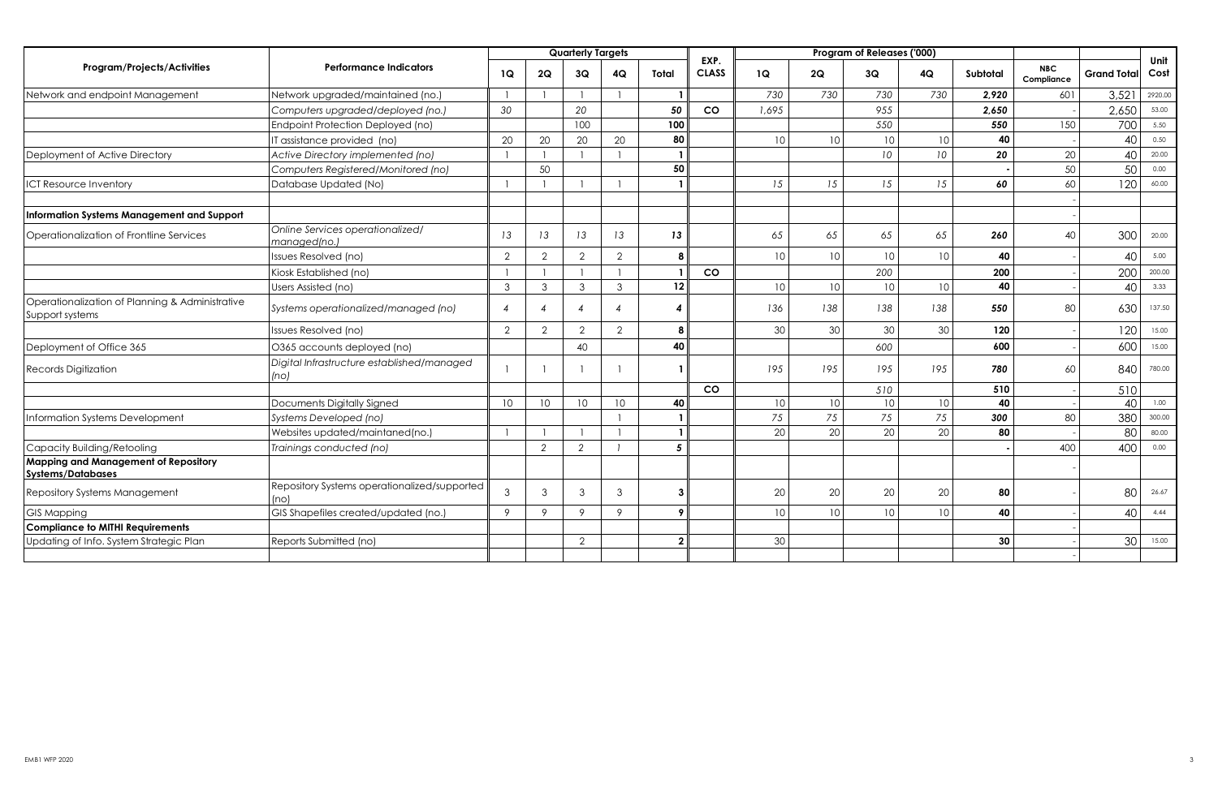| Program/Projects/Activities | Performance Indicators | Quarterly Targets | | | | | EXP. CLASS | Program of Releases ('000) | | | | | | | Unit Cost |
|---|---|---|---|---|---|---|---|---|---|---|---|---|---|---|---|
| | | 1Q | 2Q | 3Q | 4Q | Total | | 1Q | 2Q | 3Q | 4Q | Subtotal | NBC Compliance | Grand Total | |
| Network and endpoint Management | Network upgraded/maintained (no.) | 1 | 1 | 1 | 1 | **1** | | 730 | 730 | 730 | 730 | **2,920** | 601 | 3,521 | 2920.00 |
| | Computers upgraded/deployed (no.) | 30 | | 20 | | **50** | **CO** | 1,695 | | 955 | | **2,650** | - | 2,650 | 53.00 |
| | Endpoint Protection Deployed (no) | | | 100 | | **100** | | | | 550 | | **550** | 150 | 700 | 5.50 |
| | IT assistance provided (no) | 20 | 20 | 20 | 20 | **80** | | 10 | 10 | 10 | 10 | **40** | - | 40 | 0.50 |
| Deployment of Active Directory | Active Directory implemented (no) | 1 | 1 | 1 | 1 | **1** | | | | 10 | 10 | **20** | 20 | 40 | 20.00 |
| | Computers Registered/Monitored (no) | | 50 | | | **50** | | | | | | **-** | 50 | 50 | 0.00 |
| ICT Resource Inventory | Database Updated (No) | 1 | 1 | 1 | 1 | **1** | | 15 | 15 | 15 | 15 | **60** | 60 | 120 | 60.00 |
| | | | | | | | | | | | | | - | | |
| **Information Systems Management and Support** | | | | | | | | | | | | | - | | |
| Operationalization of Frontline Services | Online Services operationalized/ managed(no.) | 13 | 13 | 13 | 13 | **13** | | 65 | 65 | 65 | 65 | **260** | 40 | 300 | 20.00 |
| | Issues Resolved (no) | 2 | 2 | 2 | 2 | **8** | | 10 | 10 | 10 | 10 | **40** | - | 40 | 5.00 |
| | Kiosk Established (no) | 1 | 1 | 1 | 1 | **1** | **CO** | | | 200 | | **200** | - | 200 | 200.00 |
| | Users Assisted (no) | 3 | 3 | 3 | 3 | **12** | | 10 | 10 | 10 | 10 | **40** | - | 40 | 3.33 |
| Operationalization of Planning & Administrative Support systems | Systems operationalized/managed (no) | 4 | 4 | 4 | 4 | **4** | | 136 | 138 | 138 | 138 | **550** | 80 | 630 | 137.50 |
| | Issues Resolved (no) | 2 | 2 | 2 | 2 | **8** | | 30 | 30 | 30 | 30 | **120** | - | 120 | 15.00 |
| Deployment of Office 365 | O365 accounts deployed (no) | | | 40 | | **40** | | | | 600 | | **600** | - | 600 | 15.00 |
| Records Digitization | Digital Infrastructure established/managed (no) | 1 | 1 | 1 | 1 | **1** | | 195 | 195 | 195 | 195 | **780** | 60 | 840 | 780.00 |
| | | | | | | | **CO** | | | 510 | | **510** | - | 510 | |
| | Documents Digitally Signed | 10 | 10 | 10 | 10 | **40** | | 10 | 10 | 10 | 10 | **40** | - | 40 | 1.00 |
| Information Systems Development | Systems Developed (no) | | | | 1 | **1** | | 75 | 75 | 75 | 75 | **300** | 80 | 380 | 300.00 |
| | Websites updated/maintaned(no.) | 1 | 1 | 1 | 1 | **1** | | 20 | 20 | 20 | 20 | **80** | - | 80 | 80.00 |
| Capacity Building/Retooling | Trainings conducted (no) | | 2 | 2 | 1 | **5** | | | | | | **-** | 400 | 400 | 0.00 |
| **Mapping and Management of Repository Systems/Databases** | | | | | | | | | | | | | - | | |
| Repository Systems Management | Repository Systems operationalized/supported (no) | 3 | 3 | 3 | 3 | **3** | | 20 | 20 | 20 | 20 | **80** | - | 80 | 26.67 |
| GIS Mapping | GIS Shapefiles created/updated (no.) | 9 | 9 | 9 | 9 | **9** | | 10 | 10 | 10 | 10 | **40** | - | 40 | 4.44 |
| **Compliance to MITHI Requirements** | | | | | | | | | | | | | - | | |
| Updating of Info. System Strategic Plan | Reports Submitted (no) | | | 2 | | **2** | | 30 | | | | **30** | - | 30 | 15.00 |
| | | | | | | | | | | | | | - | | |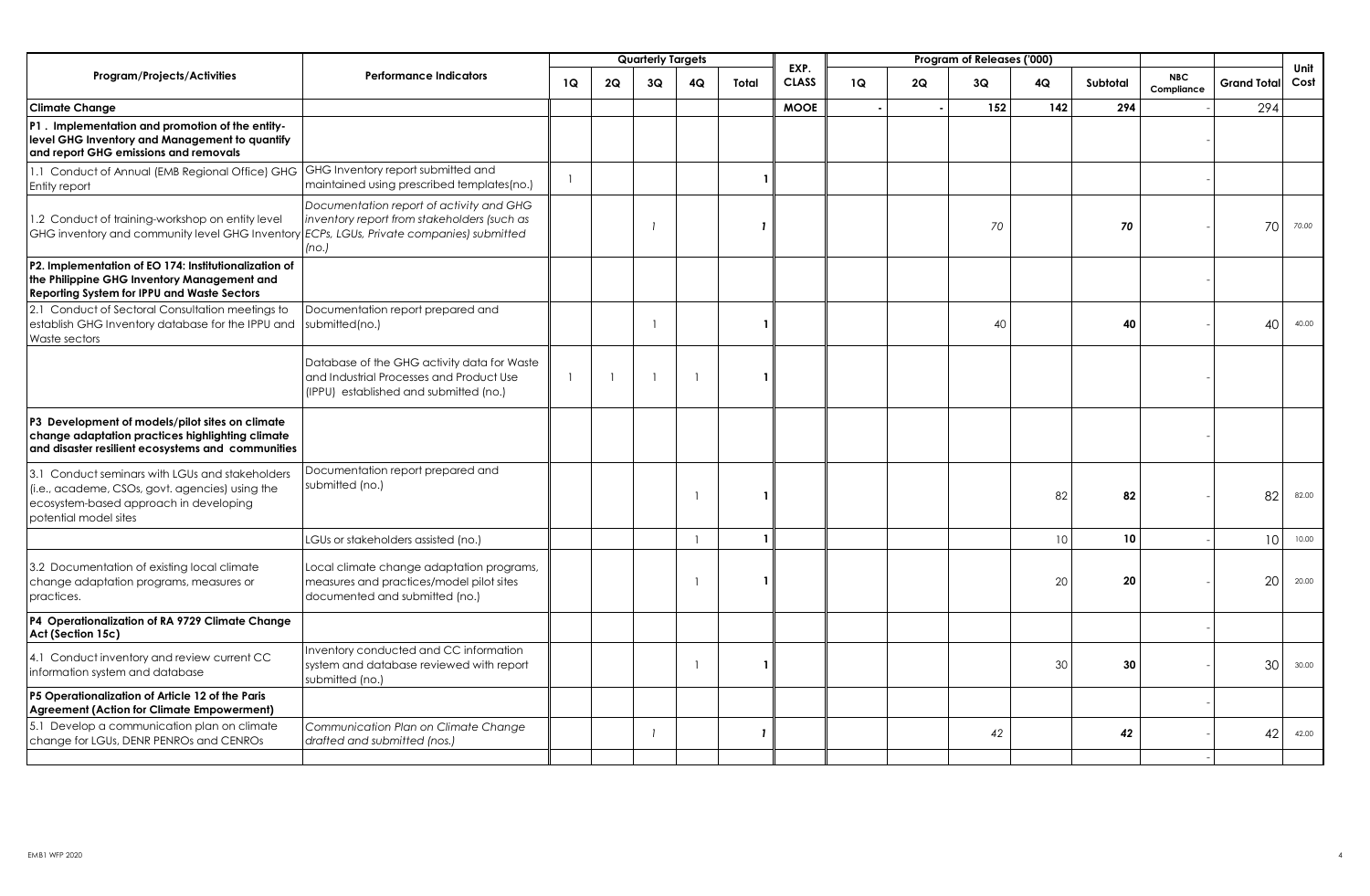| Program/Projects/Activities | Performance Indicators | Quarterly Targets | | | | | EXP. CLASS | Program of Releases ('000) | | | | | | | Unit Cost |
|---|---|---|---|---|---|---|---|---|---|---|---|---|---|---|---|
| | | 1Q | 2Q | 3Q | 4Q | Total | | 1Q | 2Q | 3Q | 4Q | Subtotal | NBC Compliance | Grand Total | |
| **Climate Change** | | | | | | | **MOOE** | - | - | 152 | 142 | 294 | | 294 | |
| **P1 . Implementation and promotion of the entity-level GHG Inventory and Management to quantify and report GHG emissions and removals** | | | | | | | | | | | | | - | | |
| 1.1 Conduct of Annual (EMB Regional Office) GHG Entity report | GHG Inventory report submitted and maintained using prescribed templates(no.) | 1 | | | | 1 | | | | | | | - | | |
| 1.2 Conduct of training-workshop on entity level GHG inventory and community level GHG Inventory | *Documentation report of activity and GHG inventory report from stakeholders (such as ECPs, LGUs, Private companies) submitted (no.)* | | | *1* | | *1* | | | | *70* | | **70** | - | 70 | 70.00 |
| **P2. Implementation of EO 174: Institutionalization of the Philippine GHG Inventory Management and Reporting System for IPPU and Waste Sectors** | | | | | | | | | | | | | - | | |
| 2.1 Conduct of Sectoral Consultation meetings to establish GHG Inventory database for the IPPU and Waste sectors | Documentation report prepared and submitted(no.) | | | 1 | | 1 | | | | 40 | | **40** | - | 40 | 40.00 |
| | Database of the GHG activity data for Waste and Industrial Processes and Product Use (IPPU) established and submitted (no.) | 1 | 1 | 1 | 1 | 1 | | | | | | | - | | |
| **P3 Development of models/pilot sites on climate change adaptation practices highlighting climate and disaster resilient ecosystems and communities** | | | | | | | | | | | | | - | | |
| 3.1 Conduct seminars with LGUs and stakeholders (i.e., academe, CSOs, govt. agencies) using the ecosystem-based approach in developing potential model sites | Documentation report prepared and submitted (no.) | | | | 1 | 1 | | | | | 82 | **82** | - | 82 | 82.00 |
| | LGUs or stakeholders assisted (no.) | | | | 1 | 1 | | | | | 10 | **10** | - | 10 | 10.00 |
| 3.2 Documentation of existing local climate change adaptation programs, measures or practices. | Local climate change adaptation programs, measures and practices/model pilot sites documented and submitted (no.) | | | | 1 | 1 | | | | | 20 | **20** | - | 20 | 20.00 |
| **P4 Operationalization of RA 9729 Climate Change Act (Section 15c)** | | | | | | | | | | | | | - | | |
| 4.1 Conduct inventory and review current CC information system and database | Inventory conducted and CC information system and database reviewed with report submitted (no.) | | | | 1 | 1 | | | | | 30 | **30** | - | 30 | 30.00 |
| **P5 Operationalization of Article 12 of the Paris Agreement (Action for Climate Empowerment)** | | | | | | | | | | | | | - | | |
| 5.1 Develop a communication plan on climate change for LGUs, DENR PENROs and CENROs | *Communication Plan on Climate Change drafted and submitted (nos.)* | | | *1* | | *1* | | | | *42* | | **42** | - | 42 | 42.00 |
| | | | | | | | | | | | | | - | | |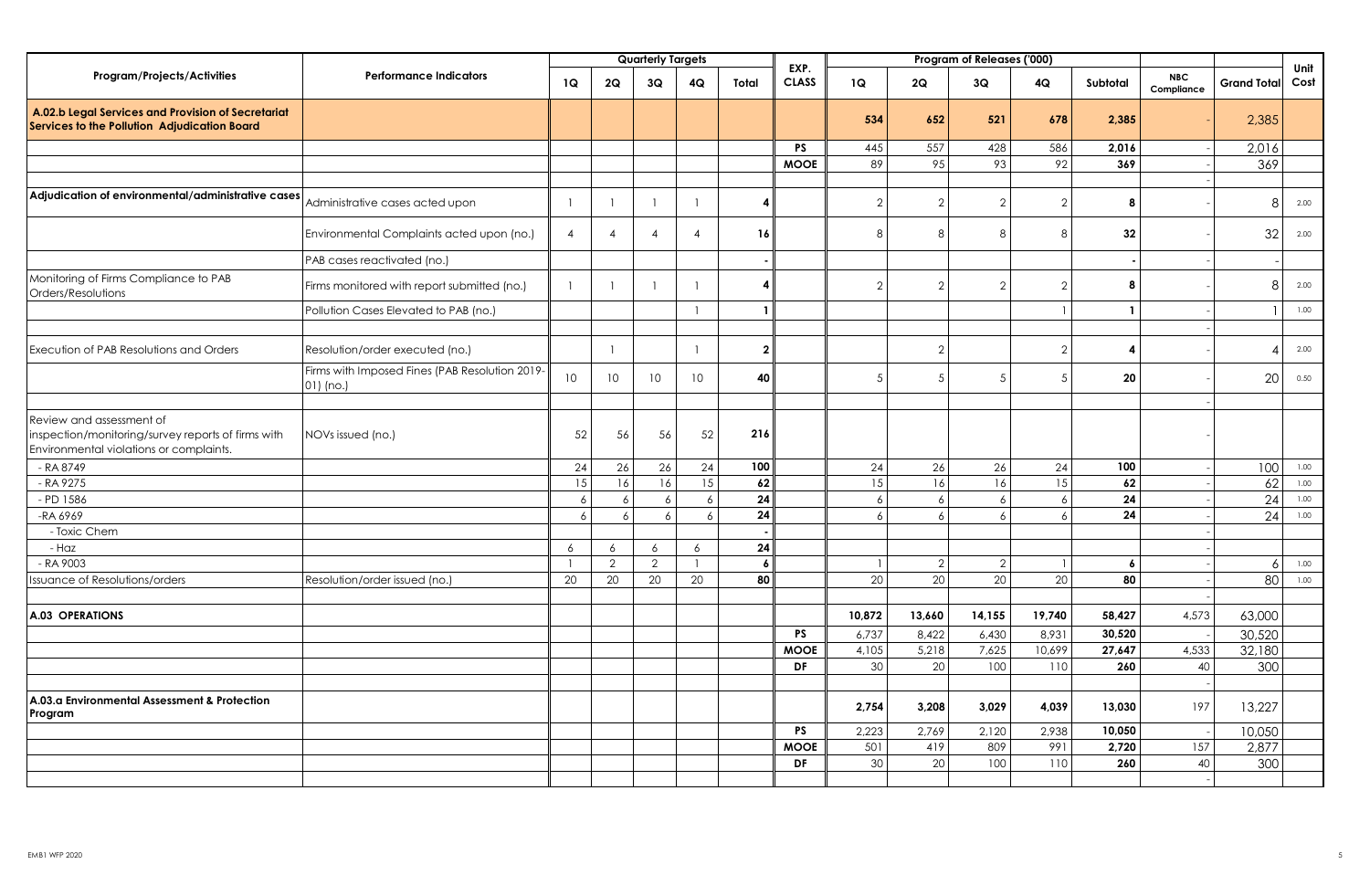| Program/Projects/Activities | Performance Indicators | Quarterly Targets | | | | | EXP. CLASS | Program of Releases ('000) | | | | | NBC Compliance | Grand Total | Unit Cost |
|---|---|---|---|---|---|---|---|---|---|---|---|---|---|---|---|
| | | 1Q | 2Q | 3Q | 4Q | Total | | 1Q | 2Q | 3Q | 4Q | Subtotal | | | |
| **A.02.b Legal Services and Provision of Secretariat Services to the Pollution Adjudication Board** | | | | | | | | **534** | **652** | **521** | **678** | **2,385** | - | 2,385 | |
| | | | | | | | **PS** | 445 | 557 | 428 | 586 | **2,016** | - | 2,016 | |
| | | | | | | | **MOOE** | 89 | 95 | 93 | 92 | **369** | - | 369 | |
| | | | | | | | | | | | | | - | | |
| **Adjudication of environmental/administrative cases** | Administrative cases acted upon | 1 | 1 | 1 | 1 | **4** | | 2 | 2 | 2 | 2 | **8** | - | 8 | 2.00 |
| | Environmental Complaints acted upon (no.) | 4 | 4 | 4 | 4 | **16** | | 8 | 8 | 8 | 8 | **32** | - | 32 | 2.00 |
| | PAB cases reactivated (no.) | | | | | **-** | | | | | | **-** | - | - | |
| Monitoring of Firms Compliance to PAB Orders/Resolutions | Firms monitored with report submitted (no.) | 1 | 1 | 1 | 1 | **4** | | 2 | 2 | 2 | 2 | **8** | - | 8 | 2.00 |
| | Pollution Cases Elevated to PAB (no.) | | | | 1 | **1** | | | | | 1 | **1** | - | 1 | 1.00 |
| | | | | | | | | | | | | | - | | |
| Execution of PAB Resolutions and Orders | Resolution/order executed (no.) | | 1 | | 1 | **2** | | | 2 | | 2 | **4** | - | 4 | 2.00 |
| | Firms with Imposed Fines (PAB Resolution 2019-01) (no.) | 10 | 10 | 10 | 10 | **40** | | 5 | 5 | 5 | 5 | **20** | - | 20 | 0.50 |
| | | | | | | | | | | | | | - | | |
| Review and assessment of inspection/monitoring/survey reports of firms with Environmental violations or complaints. | NOVs issued (no.) | 52 | 56 | 56 | 52 | **216** | | | | | | | - | | |
| - RA 8749 | | 24 | 26 | 26 | 24 | **100** | | 24 | 26 | 26 | 24 | **100** | - | 100 | 1.00 |
| - RA 9275 | | 15 | 16 | 16 | 15 | **62** | | 15 | 16 | 16 | 15 | **62** | - | 62 | 1.00 |
| - PD 1586 | | 6 | 6 | 6 | 6 | **24** | | 6 | 6 | 6 | 6 | **24** | - | 24 | 1.00 |
| -RA 6969 | | 6 | 6 | 6 | 6 | **24** | | 6 | 6 | 6 | 6 | **24** | - | 24 | 1.00 |
| - Toxic Chem | | | | | | **-** | | | | | | | - | | |
| - Haz | | 6 | 6 | 6 | 6 | **24** | | | | | | | - | | |
| - RA 9003 | | 1 | 2 | 2 | 1 | **6** | | 1 | 2 | 2 | 1 | **6** | - | 6 | 1.00 |
| Issuance of Resolutions/orders | Resolution/order issued (no.) | 20 | 20 | 20 | 20 | **80** | | 20 | 20 | 20 | 20 | **80** | - | 80 | 1.00 |
| | | | | | | | | | | | | | - | | |
| **A.03 OPERATIONS** | | | | | | | | **10,872** | **13,660** | **14,155** | **19,740** | **58,427** | 4,573 | 63,000 | |
| | | | | | | | **PS** | 6,737 | 8,422 | 6,430 | 8,931 | **30,520** | - | 30,520 | |
| | | | | | | | **MOOE** | 4,105 | 5,218 | 7,625 | 10,699 | **27,647** | 4,533 | 32,180 | |
| | | | | | | | **DF** | 30 | 20 | 100 | 110 | **260** | 40 | 300 | |
| | | | | | | | | | | | | | - | | |
| **A.03.a Environmental Assessment & Protection Program** | | | | | | | | **2,754** | **3,208** | **3,029** | **4,039** | **13,030** | 197 | 13,227 | |
| | | | | | | | **PS** | 2,223 | 2,769 | 2,120 | 2,938 | **10,050** | - | 10,050 | |
| | | | | | | | **MOOE** | 501 | 419 | 809 | 991 | **2,720** | 157 | 2,877 | |
| | | | | | | | **DF** | 30 | 20 | 100 | 110 | **260** | 40 | 300 | |
| | | | | | | | | | | | | | - | | |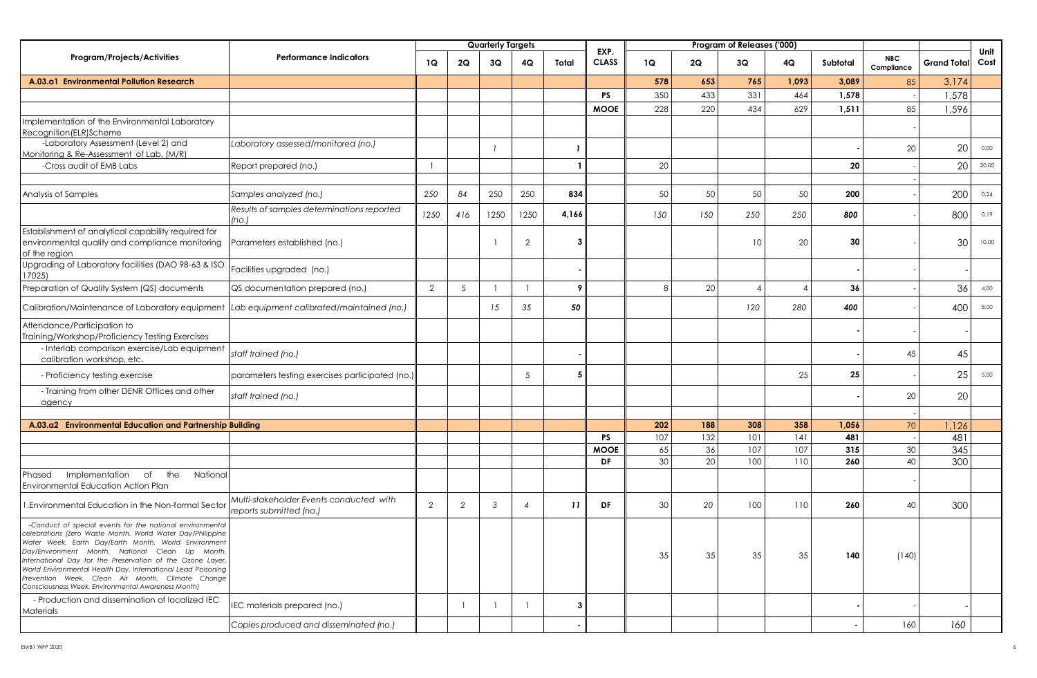| Program/Projects/Activities | Performance Indicators | Quarterly Targets | | | | | EXP. CLASS | Program of Releases ('000) | | | | | NBC Compliance | Grand Total | Unit Cost |
|---|---|---|---|---|---|---|---|---|---|---|---|---|---|---|---|
| | | 1Q | 2Q | 3Q | 4Q | Total | | 1Q | 2Q | 3Q | 4Q | Subtotal | | | |
| **A.03.a1 Environmental Pollution Research** | | | | | | | | **578** | **653** | **765** | **1,093** | **3,089** | 85 | 3,174 | |
| | | | | | | | **PS** | 350 | 433 | 331 | 464 | **1,578** | - | 1,578 | |
| | | | | | | | **MOOE** | 228 | 220 | 434 | 629 | **1,511** | 85 | 1,596 | |
| Implementation of the Environmental Laboratory Recognition(ELR)Scheme | | | | | | | | | | | | | - | | |
| -Laboratory Assessment (Level 2) and Monitoring & Re-Assessment of Lab. (M/R) | *Laboratory assessed/monitored (no.)* | | | *1* | | *1* | | | | | | - | 20 | 20 | 0.00 |
| -Cross audit of EMB Labs | Report prepared (no.) | 1 | | | | **1** | | 20 | | | | **20** | - | 20 | 20.00 |
| | | | | | | | | | | | | | - | | |
| Analysis of Samples | *Samples analyzed (no.)* | *250* | *84* | *250* | *250* | **834** | | 50 | 50 | 50 | 50 | **200** | - | 200 | 0.24 |
| | *Results of samples determinations reported (no.)* | *1250* | *416* | *1250* | *1250* | **4,166** | | *150* | *150* | *250* | *250* | ***800*** | - | 800 | 0.19 |
| Establishment of analytical capability required for environmental quality and compliance monitoring of the region | Parameters established (no.) | | | 1 | 2 | **3** | | | | 10 | 20 | **30** | - | 30 | 10.00 |
| Upgrading of Laboratory facilities (DAO 98-63 & ISO 17025) | Facilities upgraded (no.) | | | | | - | | | | | | - | - | - | |
| Preparation of Quality System (QS) documents | QS documentation prepared (no.) | 2 | 5 | 1 | 1 | **9** | | 8 | 20 | 4 | 4 | **36** | - | 36 | 4.00 |
| Calibration/Maintenance of Laboratory equipment | *Lab equipment calibrated/maintained (no.)* | | | *15* | *35* | ***50*** | | | | *120* | *280* | ***400*** | - | 400 | 8.00 |
| Attendance/Participation to Training/Workshop/Proficiency Testing Exercises | | | | | | | | | | | | - | - | - | |
| - Interlab comparison exercise/Lab equipment calibration workshop, etc. | *staff trained (no.)* | | | | | - | | | | | | - | 45 | 45 | |
| - Proficiency testing exercise | parameters testing exercises participated (no.) | | | | 5 | **5** | | | | | 25 | **25** | - | 25 | 5.00 |
| - Training from other DENR Offices and other agency | *staff trained (no.)* | | | | | | | | | | | - | 20 | 20 | |
| | | | | | | | | | | | | | - | | |
| **A.03.a2 Environmental Education and Partnership Building** | | | | | | | | **202** | **188** | **308** | **358** | **1,056** | 70 | 1,126 | |
| | | | | | | | **PS** | 107 | 132 | 101 | 141 | **481** | - | 481 | |
| | | | | | | | **MOOE** | 65 | 36 | 107 | 107 | **315** | 30 | 345 | |
| | | | | | | | **DF** | 30 | 20 | 100 | 110 | **260** | 40 | 300 | |
| Phased Implementation of the National Environmental Education Action Plan | | | | | | | | | | | | | - | | |
| 1.Environmental Education in the Non-formal Sector | *Multi-stakeholder Events conducted with reports submitted (no.)* | *2* | *2* | *3* | *4* | ***11*** | **DF** | 30 | *20* | 100 | 110 | **260** | 40 | 300 | |
| *-Conduct of special events for the national environmental celebrations (Zero Waste Month, World Water Day/Philippine Water Week, Earth Day/Earth Month, World Environment Day/Environment Month, National Clean Up Month, International Day for the Preservation of the Ozone Layer, World Environmental Health Day, International Lead Poisoning Prevention Week, Clean Air Month, Climate Change Consciousness Week, Environmental Awareness Month)* | | | | | | | | 35 | 35 | 35 | 35 | **140** | (140) | | |
| - Production and dissemination of localized IEC Materials | IEC materials prepared (no.) | | 1 | 1 | 1 | **3** | | | | | | - | - | - | |
| | *Copies produced and disseminated (no.)* | | | | | - | | | | | | - | 160 | *160* | |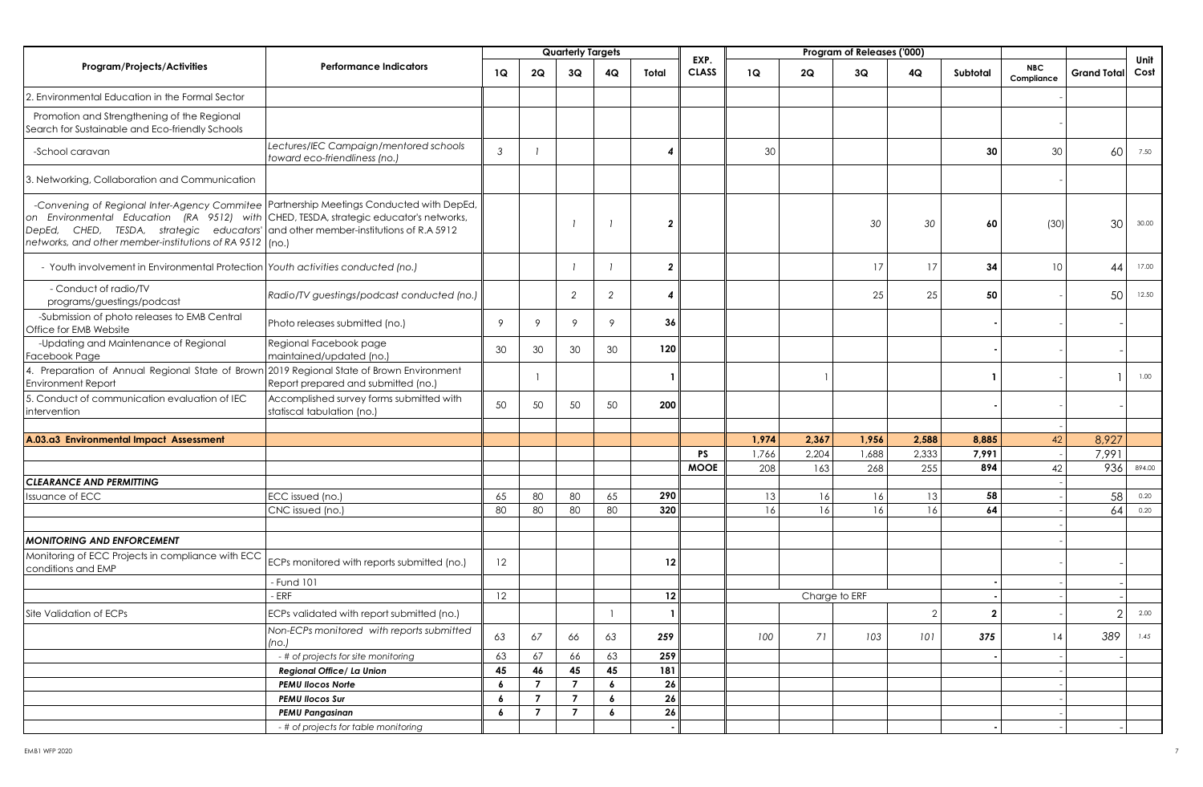| Program/Projects/Activities | Performance Indicators | Quarterly Targets | | | | | EXP. CLASS | Program of Releases ('000) | | | | | NBC Compliance | Grand Total | Unit Cost |
|---|---|---|---|---|---|---|---|---|---|---|---|---|---|---|---|
| | | 1Q | 2Q | 3Q | 4Q | Total | | 1Q | 2Q | 3Q | 4Q | Subtotal | | | |
| 2. Environmental Education in the Formal Sector | | | | | | | | | | | | | - | | |
| Promotion and Strengthening of the Regional Search for Sustainable and Eco-friendly Schools | | | | | | | | | | | | | - | | |
| -School caravan | *Lectures/IEC Campaign/mentored schools toward eco-friendliness (no.)* | *3* | *1* | | | **4** | | 30 | | | | **30** | 30 | 60 | 7.50 |
| 3. Networking, Collaboration and Communication | | | | | | | | | | | | | - | | |
| *-Convening of Regional Inter-Agency Commitee on Environmental Education (RA 9512) with DepEd, CHED, TESDA, strategic educators' networks, and other member-institutions of RA 9512* | Partnership Meetings Conducted with DepEd, CHED, TESDA, strategic educator's networks, and other member-institutions of R.A 5912 (no.) | | | *1* | *1* | **2** | | | | *30* | *30* | **60** | (30) | 30 | 30.00 |
| - Youth involvement in Environmental Protection | *Youth activities conducted (no.)* | | | *1* | *1* | **2** | | | | 17 | 17 | **34** | 10 | 44 | 17.00 |
| - Conduct of radio/TV programs/guestings/podcast | *Radio/TV guestings/podcast conducted (no.)* | | | *2* | *2* | **4** | | | | 25 | 25 | **50** | - | 50 | 12.50 |
| -Submission of photo releases to EMB Central Office for EMB Website | Photo releases submitted (no.) | 9 | 9 | 9 | 9 | **36** | | | | | | **-** | - | - | |
| -Updating and Maintenance of Regional Facebook Page | Regional Facebook page maintained/updated (no.) | 30 | 30 | 30 | 30 | **120** | | | | | | **-** | - | - | |
| 4. Preparation of Annual Regional State of Brown Environment Report | 2019 Regional State of Brown Environment Report prepared and submitted (no.) | | 1 | | | **1** | | | 1 | | | **1** | - | 1 | 1.00 |
| 5. Conduct of communication evaluation of IEC intervention | Accomplished survey forms submitted with statiscal tabulation (no.) | 50 | 50 | 50 | 50 | **200** | | | | | | **-** | - | - | |
| | | | | | | | | | | | | | - | | |
| **A.03.a3 Environmental Impact Assessment** | | | | | | | | **1,974** | **2,367** | **1,956** | **2,588** | **8,885** | 42 | 8,927 | |
| | | | | | | | **PS** | 1,766 | 2,204 | 1,688 | 2,333 | **7,991** | - | 7,991 | |
| | | | | | | | **MOOE** | 208 | 163 | 268 | 255 | **894** | 42 | 936 | 894.00 |
| ***CLEARANCE AND PERMITTING*** | | | | | | | | | | | | | - | | |
| Issuance of ECC | ECC issued (no.) | 65 | 80 | 80 | 65 | **290** | | 13 | 16 | 16 | 13 | **58** | - | 58 | 0.20 |
| | CNC issued (no.) | 80 | 80 | 80 | 80 | **320** | | 16 | 16 | 16 | 16 | **64** | - | 64 | 0.20 |
| | | | | | | | | | | | | | - | | |
| ***MONITORING AND ENFORCEMENT*** | | | | | | | | | | | | | - | | |
| Monitoring of ECC Projects in compliance with ECC conditions and EMP | ECPs monitored with reports submitted (no.) | 12 | | | | **12** | | | | | | | - | - | |
| | - Fund 101 | | | | | | | | | | | **-** | - | - | |
| | - ERF | 12 | | | | **12** | | | Charge to ERF | | | **-** | - | - | |
| Site Validation of ECPs | ECPs validated with report submitted (no.) | | | | 1 | **1** | | | | | 2 | **2** | - | 2 | 2.00 |
| | *Non-ECPs monitored with reports submitted (no.)* | *63* | *67* | *66* | *63* | **259** | | *100* | *71* | *103* | *101* | **375** | 14 | 389 | 1.45 |
| | *- # of projects for site monitoring* | 63 | 67 | 66 | 63 | **259** | | | | | | **-** | - | - | |
| | ***Regional Office/ La Union*** | **45** | **46** | **45** | **45** | **181** | | | | | | | - | | |
| | ***PEMU Ilocos Norte*** | ***6*** | **7** | **7** | ***6*** | **26** | | | | | | | - | | |
| | ***PEMU Ilocos Sur*** | ***6*** | **7** | **7** | ***6*** | **26** | | | | | | | - | | |
| | ***PEMU Pangasinan*** | ***6*** | **7** | **7** | ***6*** | **26** | | | | | | | - | | |
| | *- # of projects for table monitoring* | | | | | **-** | | | | | | **-** | - | - | |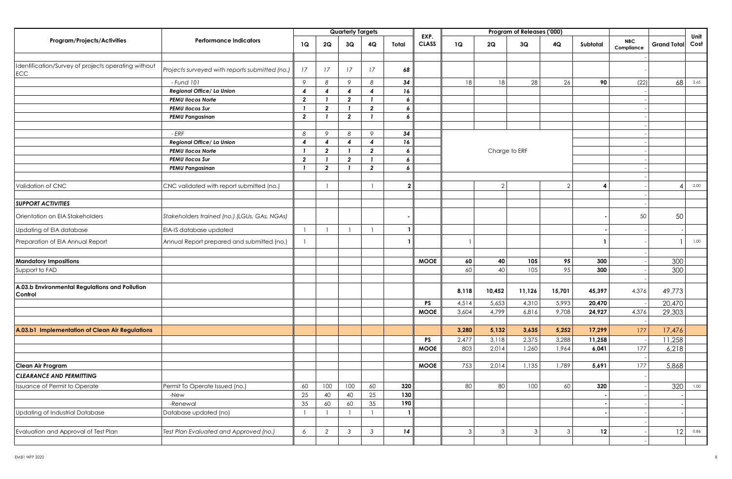| Program/Projects/Activities | Performance Indicators | Quarterly Targets | | | | | EXP. CLASS | Program of Releases ('000) | | | | | NBC Compliance | Grand Total | Unit Cost |
|---|---|---|---|---|---|---|---|---|---|---|---|---|---|---|---|
| | | 1Q | 2Q | 3Q | 4Q | Total | | 1Q | 2Q | 3Q | 4Q | Subtotal | | | |
| | | | | | | | | | | | | | - | | |
| Identification/Survey of projects operating without ECC | *Projects surveyed with reports submitted (no.)* | *17* | *17* | *17* | *17* | **68** | | | | | | | - | | |
| | *- Fund 101* | *9* | *8* | *9* | *8* | ***34*** | | 18 | 18 | 28 | 26 | **90** | (22) | 68 | 2.65 |
| | ***Regional Office/ La Union*** | ***4*** | ***4*** | ***4*** | ***4*** | ***16*** | | | | | | | - | | |
| | ***PEMU Ilocos Norte*** | ***2*** | ***1*** | ***2*** | ***1*** | ***6*** | | | | | | | - | | |
| | ***PEMU Ilocos Sur*** | ***1*** | ***2*** | ***1*** | ***2*** | ***6*** | | | | | | | - | | |
| | ***PEMU Pangasinan*** | ***2*** | ***1*** | ***2*** | ***1*** | ***6*** | | | | | | | - | | |
| | | | | | | | | | | | | | - | | |
| | *- ERF* | *8* | *9* | *8* | *9* | ***34*** | | | | | | | - | | |
| | ***Regional Office/ La Union*** | ***4*** | ***4*** | ***4*** | ***4*** | ***16*** | | | | | | | - | | |
| | ***PEMU Ilocos Norte*** | ***1*** | ***2*** | ***1*** | ***2*** | ***6*** | | | Charge to ERF | | | | - | | |
| | ***PEMU Ilocos Sur*** | ***2*** | ***1*** | ***2*** | ***1*** | ***6*** | | | | | | | - | | |
| | ***PEMU Pangasinan*** | ***1*** | ***2*** | ***1*** | ***2*** | ***6*** | | | | | | | - | | |
| | | | | | | | | | | | | | - | | |
| Validation of CNC | CNC validated with report submitted (no.) | | 1 | | 1 | **2** | | | 2 | | 2 | **4** | - | 4 | 2.00 |
| | | | | | | | | | | | | | - | | |
| ***SUPPORT ACTIVITIES*** | | | | | | | | | | | | | - | | |
| Orientation on EIA Stakeholders | *Stakeholders trained (no.) (LGUs, GAs, NGAs)* | | | | | **-** | | | | | | **-** | 50 | 50 | |
| Updating of EIA database | EIA-IS database updated | 1 | 1 | 1 | 1 | **1** | | | | | | **-** | - | - | |
| Preparation of EIA Annual Report | Annual Report prepared and submitted (no.) | 1 | | | | **1** | | 1 | | | | **1** | - | 1 | 1.00 |
| | | | | | | | | | | | | | - | | |
| **Mandatory Impositions** | | | | | | | **MOOE** | **60** | **40** | **105** | **95** | **300** | - | 300 | |
| Support to FAD | | | | | | | | 60 | 40 | 105 | 95 | **300** | - | 300 | |
| | | | | | | | | | | | | | - | | |
| **A.03.b Environmental Regulations and Pollution Control** | | | | | | | | **8,118** | **10,452** | **11,126** | **15,701** | **45,397** | 4,376 | 49,773 | |
| | | | | | | | **PS** | 4,514 | 5,653 | 4,310 | 5,993 | **20,470** | - | 20,470 | |
| | | | | | | | **MOOE** | 3,604 | 4,799 | 6,816 | 9,708 | **24,927** | 4,376 | 29,303 | |
| | | | | | | | | | | | | | - | | |
| **A.03.b1 Implementation of Clean Air Regulations** | | | | | | | | **3,280** | **5,132** | **3,635** | **5,252** | **17,299** | 177 | 17,476 | |
| | | | | | | | **PS** | 2,477 | 3,118 | 2,375 | 3,288 | **11,258** | - | 11,258 | |
| | | | | | | | **MOOE** | 803 | 2,014 | 1,260 | 1,964 | **6,041** | 177 | 6,218 | |
| | | | | | | | | | | | | | - | | |
| **Clean Air Program** | | | | | | | **MOOE** | 753 | 2,014 | 1,135 | 1,789 | **5,691** | 177 | 5,868 | |
| ***CLEARANCE AND PERMITTING*** | | | | | | | | | | | | | - | | |
| Issuance of Permit to Operate | Permit To Operate Issued (no.) | 60 | 100 | 100 | 60 | **320** | | 80 | 80 | 100 | 60 | **320** | - | 320 | 1.00 |
| | -New | 25 | 40 | 40 | 25 | **130** | | | | | | **-** | - | - | |
| | -Renewal | 35 | 60 | 60 | 35 | **190** | | | | | | **-** | - | - | |
| Updating of Industrial Database | Database updated (no) | 1 | 1 | 1 | 1 | **1** | | | | | | **-** | - | - | |
| | | | | | | | | | | | | | - | | |
| Evaluation and Approval of Test Plan | *Test Plan Evaluated and Approved (no.)* | *6* | *2* | *3* | *3* | ***14*** | | 3 | 3 | 3 | 3 | **12** | - | 12 | 0.86 |
| | | | | | | | | | | | | | - | | |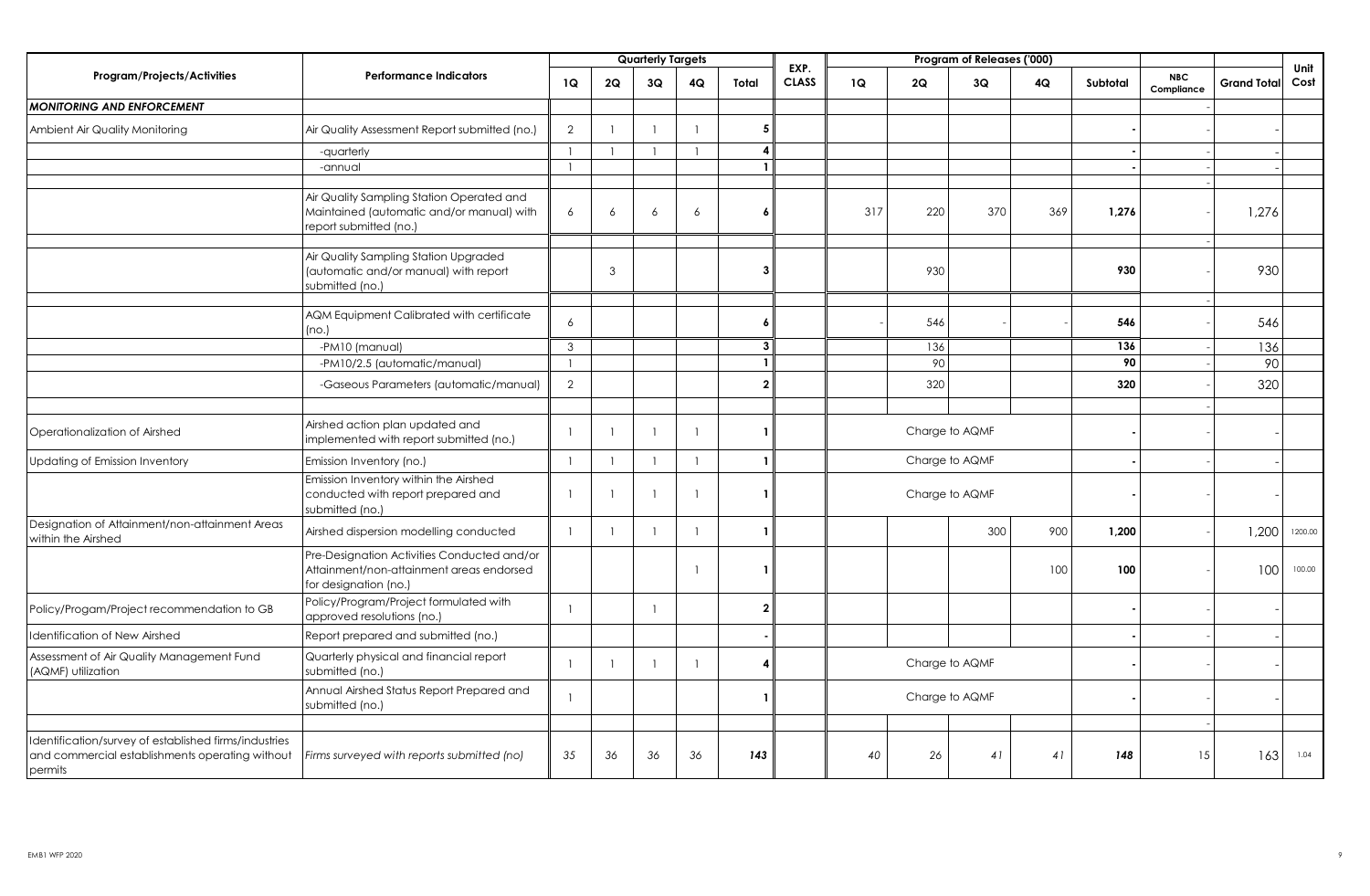| Program/Projects/Activities | Performance Indicators | Quarterly Targets | | | | | EXP. CLASS | Program of Releases ('000) | | | | | | | Unit Cost |
|---|---|---|---|---|---|---|---|---|---|---|---|---|---|---|---|
| | | 1Q | 2Q | 3Q | 4Q | Total | | 1Q | 2Q | 3Q | 4Q | Subtotal | NBC Compliance | Grand Total | |
| *MONITORING AND ENFORCEMENT* | | | | | | | | | | | | | | | |
| Ambient Air Quality Monitoring | Air Quality Assessment Report submitted (no.) | 2 | 1 | 1 | 1 | 5 | | | | | | - | - | - | |
| | -quarterly | 1 | 1 | 1 | 1 | 4 | | | | | | - | - | - | |
| | -annual | 1 | | | | 1 | | | | | | - | - | - | |
| | | | | | | | | | | | | | - | | |
| | Air Quality Sampling Station Operated and Maintained (automatic and/or manual) with report submitted (no.) | 6 | 6 | 6 | 6 | 6 | | 317 | 220 | 370 | 369 | 1,276 | - | 1,276 | |
| | | | | | | | | | | | | | - | | |
| | Air Quality Sampling Station Upgraded (automatic and/or manual) with report submitted (no.) | | 3 | | | 3 | | | 930 | | | 930 | - | 930 | |
| | | | | | | | | | | | | | - | | |
| | AQM Equipment Calibrated with certificate (no.) | 6 | | | | 6 | | - | 546 | - | - | 546 | - | 546 | |
| | -PM10 (manual) | 3 | | | | 3 | | | 136 | | | 136 | - | 136 | |
| | -PM10/2.5 (automatic/manual) | 1 | | | | 1 | | | 90 | | | 90 | - | 90 | |
| | -Gaseous Parameters (automatic/manual) | 2 | | | | 2 | | | 320 | | | 320 | - | 320 | |
| | | | | | | | | | | | | | - | | |
| Operationalization of Airshed | Airshed action plan updated and implemented with report submitted (no.) | 1 | 1 | 1 | 1 | 1 | | Charge to AQMF | | | | - | - | - | |
| Updating of Emission Inventory | Emission Inventory (no.) | 1 | 1 | 1 | 1 | 1 | | Charge to AQMF | | | | - | - | - | |
| | Emission Inventory within the Airshed conducted with report prepared and submitted (no.) | 1 | 1 | 1 | 1 | 1 | | Charge to AQMF | | | | - | - | - | |
| Designation of Attainment/non-attainment Areas within the Airshed | Airshed dispersion modelling conducted | 1 | 1 | 1 | 1 | 1 | | | | 300 | 900 | 1,200 | - | 1,200 | 1200.00 |
| | Pre-Designation Activities Conducted and/or Attainment/non-attainment areas endorsed for designation (no.) | | | | 1 | 1 | | | | | 100 | 100 | - | 100 | 100.00 |
| Policy/Progam/Project recommendation to GB | Policy/Program/Project formulated with approved resolutions (no.) | 1 | | 1 | | 2 | | | | | | - | - | - | |
| Identification of New Airshed | Report prepared and submitted (no.) | | | | | - | | | | | | - | - | - | |
| Assessment of Air Quality Management Fund (AQMF) utilization | Quarterly physical and financial report submitted (no.) | 1 | 1 | 1 | 1 | 4 | | Charge to AQMF | | | | - | - | - | |
| | Annual Airshed Status Report Prepared and submitted (no.) | 1 | | | | 1 | | Charge to AQMF | | | | - | - | - | |
| | | | | | | | | | | | | | - | | |
| Identification/survey of established firms/industries and commercial establishments operating without permits | *Firms surveyed with reports submitted (no)* | *35* | *36* | *36* | *36* | *143* | | *40* | *26* | *41* | *41* | *148* | 15 | 163 | 1.04 |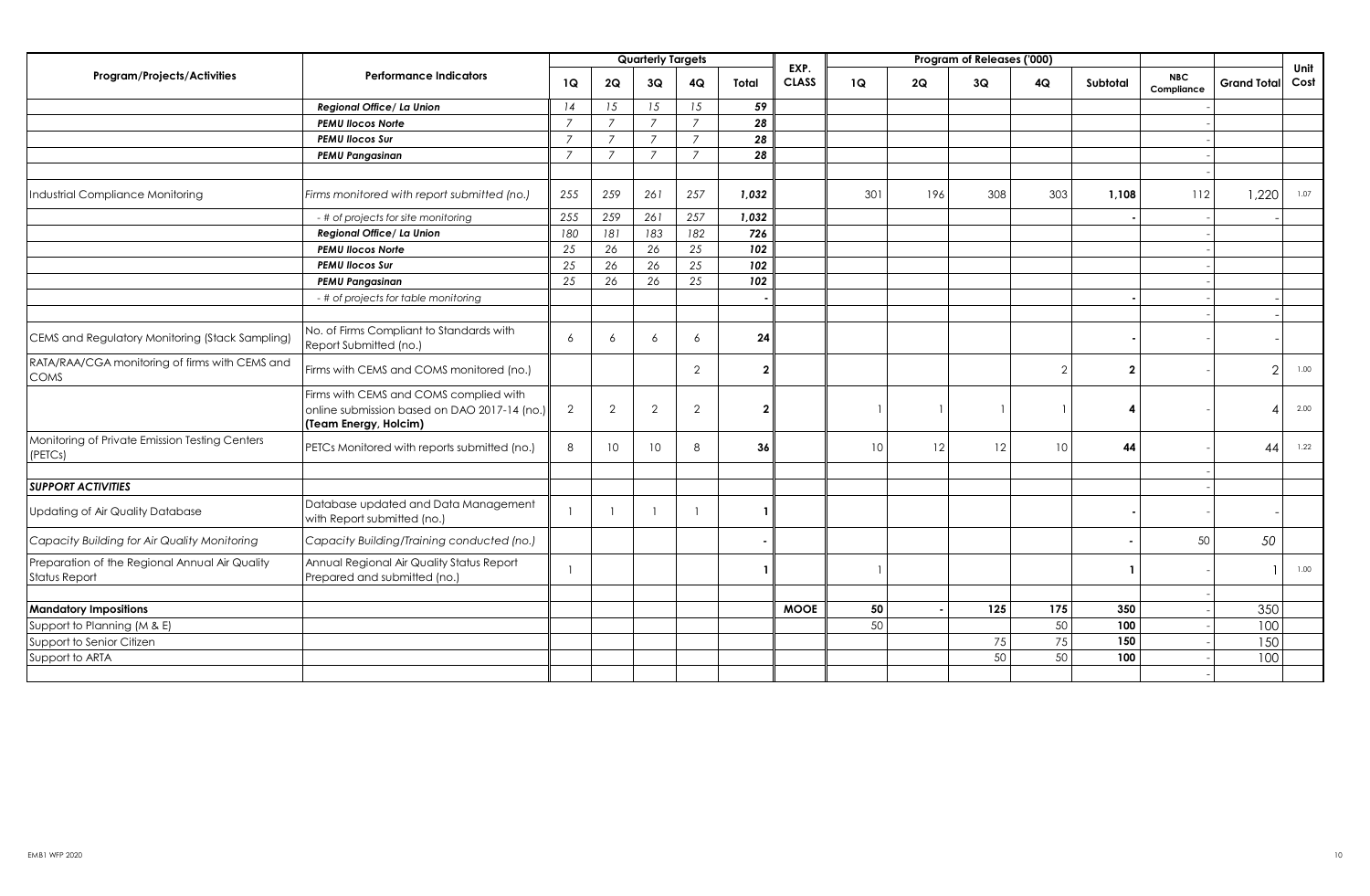| Program/Projects/Activities | Performance Indicators | Quarterly Targets | | | | | EXP. CLASS | Program of Releases ('000) | | | | | NBC Compliance | Grand Total | Unit Cost |
|---|---|---|---|---|---|---|---|---|---|---|---|---|---|---|---|
| | | 1Q | 2Q | 3Q | 4Q | Total | | 1Q | 2Q | 3Q | 4Q | Subtotal | | | |
| | ***Regional Office/ La Union*** | *14* | *15* | *15* | *15* | ***59*** | | | | | | | - | | |
| | ***PEMU Ilocos Norte*** | *7* | *7* | *7* | *7* | ***28*** | | | | | | | - | | |
| | ***PEMU Ilocos Sur*** | *7* | *7* | *7* | *7* | ***28*** | | | | | | | - | | |
| | ***PEMU Pangasinan*** | *7* | *7* | *7* | *7* | ***28*** | | | | | | | - | | |
| | | | | | | | | | | | | | - | | |
| Industrial Compliance Monitoring | *Firms monitored with report submitted (no.)* | *255* | *259* | *261* | *257* | ***1,032*** | | 301 | 196 | 308 | 303 | **1,108** | 112 | 1,220 | 1.07 |
| | *- # of projects for site monitoring* | *255* | *259* | *261* | *257* | ***1,032*** | | | | | | - | - | - | |
| | ***Regional Office/ La Union*** | *180* | *181* | *183* | *182* | ***726*** | | | | | | | - | | |
| | ***PEMU Ilocos Norte*** | *25* | *26* | *26* | *25* | ***102*** | | | | | | | - | | |
| | ***PEMU Ilocos Sur*** | *25* | *26* | *26* | *25* | ***102*** | | | | | | | - | | |
| | ***PEMU Pangasinan*** | *25* | *26* | *26* | *25* | ***102*** | | | | | | | - | | |
| | *- # of projects for table monitoring* | | | | | - | | | | | | - | - | - | |
| | | | | | | | | | | | | | - | - | |
| CEMS and Regulatory Monitoring (Stack Sampling) | No. of Firms Compliant to Standards with Report Submitted (no.) | 6 | 6 | 6 | 6 | **24** | | | | | | - | - | - | |
| RATA/RAA/CGA monitoring of firms with CEMS and COMS | Firms with CEMS and COMS monitored (no.) | | | | 2 | **2** | | | | | 2 | **2** | - | 2 | 1.00 |
| | Firms with CEMS and COMS complied with online submission based on DAO 2017-14 (no.) **(Team Energy, Holcim)** | 2 | 2 | 2 | 2 | **2** | | 1 | 1 | 1 | 1 | **4** | - | 4 | 2.00 |
| Monitoring of Private Emission Testing Centers (PETCs) | PETCs Monitored with reports submitted (no.) | 8 | 10 | 10 | 8 | **36** | | 10 | 12 | 12 | 10 | **44** | - | 44 | 1.22 |
| | | | | | | | | | | | | | - | | |
| ***SUPPORT ACTIVITIES*** | | | | | | | | | | | | | - | | |
| Updating of Air Quality Database | Database updated and Data Management with Report submitted (no.) | 1 | 1 | 1 | 1 | **1** | | | | | | - | - | - | |
| *Capacity Building for Air Quality Monitoring* | *Capacity Building/Training conducted (no.)* | | | | | - | | | | | | - | 50 | *50* | |
| Preparation of the Regional Annual Air Quality Status Report | Annual Regional Air Quality Status Report Prepared and submitted (no.) | 1 | | | | **1** | | 1 | | | | **1** | - | 1 | 1.00 |
| | | | | | | | | | | | | | - | | |
| **Mandatory Impositions** | | | | | | | **MOOE** | **50** | - | **125** | **175** | **350** | - | 350 | |
| Support to Planning (M & E) | | | | | | | | 50 | | | 50 | **100** | - | 100 | |
| Support to Senior Citizen | | | | | | | | | | 75 | 75 | **150** | - | 150 | |
| Support to ARTA | | | | | | | | | | 50 | 50 | **100** | - | 100 | |
| | | | | | | | | | | | | | - | | |

EMB1 WFP 2020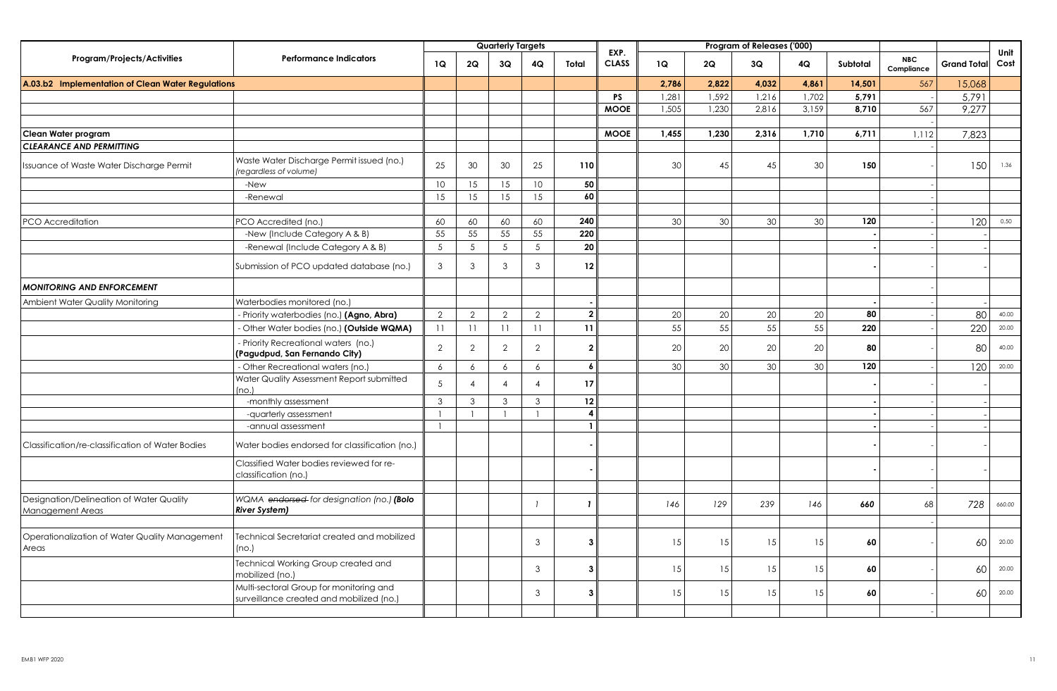| Program/Projects/Activities | Performance Indicators | Quarterly Targets | | | | | EXP. CLASS | Program of Releases ('000) | | | | | | | Unit Cost |
|---|---|---|---|---|---|---|---|---|---|---|---|---|---|---|---|
| | | 1Q | 2Q | 3Q | 4Q | Total | | 1Q | 2Q | 3Q | 4Q | Subtotal | NBC Compliance | Grand Total | |
| **A.03.b2 Implementation of Clean Water Regulations** | | | | | | | | **2,786** | **2,822** | **4,032** | **4,861** | **14,501** | 567 | 15,068 | |
| | | | | | | | **PS** | 1,281 | 1,592 | 1,216 | 1,702 | **5,791** | - | 5,791 | |
| | | | | | | | **MOOE** | 1,505 | 1,230 | 2,816 | 3,159 | **8,710** | 567 | 9,277 | |
| | | | | | | | | | | | | | - | | |
| **Clean Water program** | | | | | | | **MOOE** | **1,455** | **1,230** | **2,316** | **1,710** | **6,711** | 1,112 | 7,823 | |
| ***CLEARANCE AND PERMITTING*** | | | | | | | | | | | | | - | | |
| Issuance of Waste Water Discharge Permit | Waste Water Discharge Permit issued (no.) *(regardless of volume)* | 25 | 30 | 30 | 25 | **110** | | 30 | 45 | 45 | 30 | **150** | - | 150 | 1.36 |
| | -New | 10 | 15 | 15 | 10 | **50** | | | | | | | - | | |
| | -Renewal | 15 | 15 | 15 | 15 | **60** | | | | | | | - | | |
| | | | | | | | | | | | | | - | | |
| PCO Accreditation | PCO Accredited (no.) | 60 | 60 | 60 | 60 | **240** | | 30 | 30 | 30 | 30 | **120** | - | 120 | 0.50 |
| | -New (Include Category A & B) | 55 | 55 | 55 | 55 | **220** | | | | | | **-** | - | - | |
| | -Renewal (Include Category A & B) | 5 | 5 | 5 | 5 | **20** | | | | | | **-** | - | - | |
| | Submission of PCO updated database (no.) | 3 | 3 | 3 | 3 | **12** | | | | | | **-** | - | - | |
| ***MONITORING AND ENFORCEMENT*** | | | | | | | | | | | | | - | | |
| Ambient Water Quality Monitoring | Waterbodies monitored (no.) | | | | | **-** | | | | | | **-** | - | - | |
| | - Priority waterbodies (no.) **(Agno, Abra)** | 2 | 2 | 2 | 2 | **2** | | 20 | 20 | 20 | 20 | **80** | - | 80 | 40.00 |
| | - Other Water bodies (no.) **(Outside WQMA)** | 11 | 11 | 11 | 11 | **11** | | 55 | 55 | 55 | 55 | **220** | - | 220 | 20.00 |
| | - Priority Recreational waters (no.) **(Pagudpud, San Fernando City)** | 2 | 2 | 2 | 2 | **2** | | 20 | 20 | 20 | 20 | **80** | - | 80 | 40.00 |
| | - Other Recreational waters (no.) | 6 | 6 | 6 | 6 | **6** | | 30 | 30 | 30 | 30 | **120** | - | 120 | 20.00 |
| | Water Quality Assessment Report submitted (no.) | 5 | 4 | 4 | 4 | **17** | | | | | | **-** | - | - | |
| | -monthly assessment | 3 | 3 | 3 | 3 | **12** | | | | | | **-** | - | - | |
| | -quarterly assessment | 1 | 1 | 1 | 1 | **4** | | | | | | **-** | - | - | |
| | -annual assessment | 1 | | | | **1** | | | | | | **-** | - | - | |
| Classification/re-classification of Water Bodies | Water bodies endorsed for classification (no.) | | | | | **-** | | | | | | **-** | - | - | |
| | Classified Water bodies reviewed for re-classification (no.) | | | | | **-** | | | | | | **-** | - | - | |
| | | | | | | | | | | | | | - | | |
| Designation/Delineation of Water Quality Management Areas | *WQMA ~~endorsed~~ for designation (no.)* ***(Bolo River System)*** | | | | *1* | ***1*** | | *146* | *129* | *239* | *146* | ***660*** | 68 | 728 | 660.00 |
| | | | | | | | | | | | | | - | | |
| Operationalization of Water Quality Management Areas | Technical Secretariat created and mobilized (no.) | | | | 3 | **3** | | 15 | 15 | 15 | 15 | **60** | - | 60 | 20.00 |
| | Technical Working Group created and mobilized (no.) | | | | 3 | **3** | | 15 | 15 | 15 | 15 | **60** | - | 60 | 20.00 |
| | Multi-sectoral Group for monitoring and surveillance created and mobilized (no.) | | | | 3 | **3** | | 15 | 15 | 15 | 15 | **60** | - | 60 | 20.00 |
| | | | | | | | | | | | | | - | | |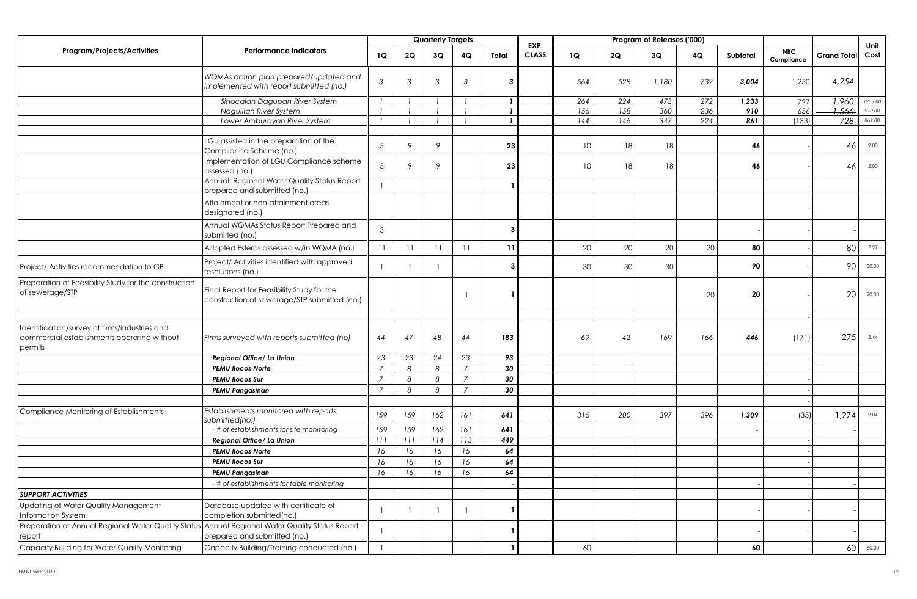| Program/Projects/Activities | Performance Indicators | Quarterly Targets | | | | | EXP. CLASS | Program of Releases ('000) | | | | | NBC Compliance | Grand Total | Unit Cost |
|---|---|---|---|---|---|---|---|---|---|---|---|---|---|---|---|
| | | 1Q | 2Q | 3Q | 4Q | Total | | 1Q | 2Q | 3Q | 4Q | Subtotal | | | |
| | *WQMAs action plan prepared/updated and implemented with report submitted (no.)* | *3* | *3* | *3* | *3* | *3* | | *564* | *528* | *1,180* | *732* | *3,004* | 1,250 | *4,254* | |
| | *Sinocalan Dagupan River System* | *1* | *1* | *1* | *1* | *1* | | *264* | *224* | *473* | *272* | *1,233* | 727 | ~~*1,960*~~ | 1233.00 |
| | *Naguilian River System* | *1* | *1* | *1* | *1* | *1* | | *156* | *158* | *360* | *236* | *910* | 656 | ~~*1,566*~~ | 910.00 |
| | *Lower Amburayan River System* | *1* | *1* | *1* | *1* | *1* | | *144* | *146* | *347* | *224* | *861* | (133) | ~~*728*~~ | 861.00 |
| | | | | | | | | | | | | | - | | |
| | LGU assisted in the preparation of the Compliance Scheme (no.) | *5* | *9* | *9* | | 23 | | 10 | 18 | 18 | | 46 | - | 46 | 2.00 |
| | Implementation of LGU Compliance scheme assessed (no.) | *5* | *9* | *9* | | 23 | | 10 | 18 | 18 | | 46 | - | 46 | 2.00 |
| | Annual Regional Water Quality Status Report prepared and submitted (no.) | 1 | | | | 1 | | | | | | | - | | |
| | Attainment or non-attainment areas designated (no.) | | | | | | | | | | | | - | | |
| | Annual WQMAs Status Report Prepared and submitted (no.) | 3 | | | | 3 | | | | | | - | - | - | |
| | Adopted Esteros assessed w/in WQMA (no.) | 11 | 11 | 11 | 11 | 11 | | 20 | 20 | 20 | 20 | 80 | - | 80 | 7.27 |
| Project/ Activities recommendation to GB | Project/ Activities identified with approved resolutions (no.) | 1 | 1 | 1 | | 3 | | 30 | 30 | 30 | | 90 | - | 90 | 30.00 |
| Preparation of Feasibility Study for the construction of sewerage/STP | Final Report for Feasibility Study for the construction of sewerage/STP submitted (no.) | | | | 1 | 1 | | | | | 20 | 20 | - | 20 | 20.00 |
| | | | | | | | | | | | | | - | | |
| Identification/survey of firms/industries and commercial establishments operating without permits | *Firms surveyed with reports submitted (no)* | *44* | *47* | *48* | *44* | *183* | | *69* | *42* | *169* | *166* | *446* | (171) | 275 | 2.44 |
| | ***Regional Office/ La Union*** | *23* | *23* | *24* | *23* | *93* | | | | | | | - | | |
| | ***PEMU Ilocos Norte*** | *7* | *8* | *8* | *7* | *30* | | | | | | | - | | |
| | ***PEMU Ilocos Sur*** | *7* | *8* | *8* | *7* | *30* | | | | | | | - | | |
| | ***PEMU Pangasinan*** | *7* | *8* | *8* | *7* | *30* | | | | | | | - | | |
| | | | | | | | | | | | | | - | | |
| Compliance Monitoring of Establishments | *Establishments monitored with reports submitted(no.)* | *159* | *159* | *162* | *161* | *641* | | *316* | *200* | *397* | *396* | *1,309* | (35) | 1,274 | 2.04 |
| | *- # of establishments for site monitoring* | *159* | *159* | *162* | *161* | *641* | | | | | | - | - | - | |
| | ***Regional Office/ La Union*** | *111* | *111* | *114* | *113* | *449* | | | | | | | - | | |
| | ***PEMU Ilocos Norte*** | *16* | *16* | *16* | *16* | *64* | | | | | | | - | | |
| | ***PEMU Ilocos Sur*** | *16* | *16* | *16* | *16* | *64* | | | | | | | - | | |
| | ***PEMU Pangasinan*** | *16* | *16* | *16* | *16* | *64* | | | | | | | - | | |
| | *- # of establishments for table monitoring* | | | | | - | | | | | | - | - | - | |
| ***SUPPORT ACTIVITIES*** | | | | | | | | | | | | | - | | |
| Updating of Water Quality Management Information System | Database updated with certificate of completion submitted(no.) | 1 | 1 | 1 | 1 | 1 | | | | | | - | - | - | |
| Preparation of Annual Regional Water Quality Status report | Annual Regional Water Quality Status Report prepared and submitted (no.) | 1 | | | | 1 | | | | | | - | - | - | |
| Capacity Building for Water Quality Monitoring | Capacity Building/Training conducted (no.) | 1 | | | | 1 | | 60 | | | | 60 | - | 60 | 60.00 |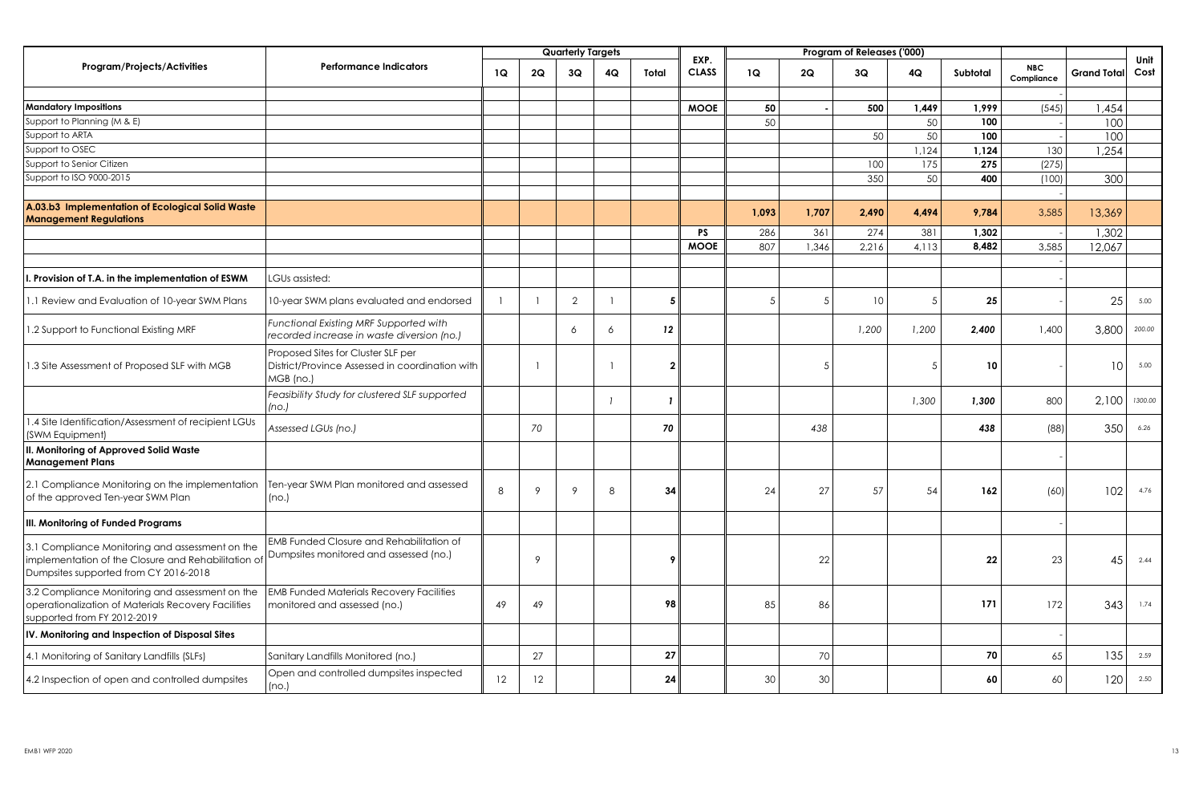| Program/Projects/Activities | Performance Indicators | Quarterly Targets | | | | | EXP. CLASS | Program of Releases ('000) | | | | | NBC Compliance | Grand Total | Unit Cost |
|---|---|---|---|---|---|---|---|---|---|---|---|---|---|---|---|
| | | 1Q | 2Q | 3Q | 4Q | Total | | 1Q | 2Q | 3Q | 4Q | Subtotal | | | |
| | | | | | | | | | | | | | - | | |
| **Mandatory Impositions** | | | | | | | **MOOE** | **50** | **-** | **500** | **1,449** | **1,999** | (545) | 1,454 | |
| Support to Planning (M & E) | | | | | | | | 50 | | | 50 | **100** | - | 100 | |
| Support to ARTA | | | | | | | | | | 50 | 50 | **100** | - | 100 | |
| Support to OSEC | | | | | | | | | | | 1,124 | **1,124** | 130 | 1,254 | |
| Support to Senior Citizen | | | | | | | | | | 100 | 175 | **275** | (275) | | |
| Support to ISO 9000-2015 | | | | | | | | | | 350 | 50 | **400** | (100) | 300 | |
| | | | | | | | | | | | | | - | | |
| **A.03.b3 Implementation of Ecological Solid Waste Management Regulations** | | | | | | | | **1,093** | **1,707** | **2,490** | **4,494** | **9,784** | 3,585 | 13,369 | |
| | | | | | | | **PS** | 286 | 361 | 274 | 381 | **1,302** | - | 1,302 | |
| | | | | | | | **MOOE** | 807 | 1,346 | 2,216 | 4,113 | **8,482** | 3,585 | 12,067 | |
| | | | | | | | | | | | | | - | | |
| **I. Provision of T.A. in the implementation of ESWM** | LGUs assisted: | | | | | | | | | | | | - | | |
| 1.1 Review and Evaluation of 10-year SWM Plans | 10-year SWM plans evaluated and endorsed | 1 | 1 | 2 | 1 | **5** | | 5 | 5 | 10 | 5 | **25** | - | 25 | 5.00 |
| 1.2 Support to Functional Existing MRF | *Functional Existing MRF Supported with recorded increase in waste diversion (no.)* | | | *6* | *6* | ***12*** | | | | *1,200* | *1,200* | ***2,400*** | 1,400 | 3,800 | 200.00 |
| 1.3 Site Assessment of Proposed SLF with MGB | Proposed Sites for Cluster SLF per District/Province Assessed in coordination with MGB (no.) | | 1 | | 1 | **2** | | | 5 | | 5 | **10** | - | 10 | 5.00 |
| | *Feasibility Study for clustered SLF supported (no.)* | | | | *1* | ***1*** | | | | | *1,300* | ***1,300*** | 800 | 2,100 | 1300.00 |
| 1.4 Site Identification/Assessment of recipient LGUs (SWM Equipment) | *Assessed LGUs (no.)* | | *70* | | | ***70*** | | | *438* | | | ***438*** | (88) | 350 | 6.26 |
| **II. Monitoring of Approved Solid Waste Management Plans** | | | | | | | | | | | | | - | | |
| 2.1 Compliance Monitoring on the implementation of the approved Ten-year SWM Plan | Ten-year SWM Plan monitored and assessed (no.) | 8 | 9 | 9 | 8 | **34** | | 24 | 27 | 57 | 54 | **162** | (60) | 102 | 4.76 |
| **III. Monitoring of Funded Programs** | | | | | | | | | | | | | - | | |
| 3.1 Compliance Monitoring and assessment on the implementation of the Closure and Rehabilitation of Dumpsites supported from CY 2016-2018 | EMB Funded Closure and Rehabilitation of Dumpsites monitored and assessed (no.) | | 9 | | | **9** | | | 22 | | | **22** | 23 | 45 | 2.44 |
| 3.2 Compliance Monitoring and assessment on the operationalization of Materials Recovery Facilities supported from FY 2012-2019 | EMB Funded Materials Recovery Facilities monitored and assessed (no.) | 49 | 49 | | | **98** | | 85 | 86 | | | **171** | 172 | 343 | 1.74 |
| **IV. Monitoring and Inspection of Disposal Sites** | | | | | | | | | | | | | - | | |
| 4.1 Monitoring of Sanitary Landfills (SLFs) | Sanitary Landfills Monitored (no.) | | 27 | | | **27** | | | 70 | | | **70** | 65 | 135 | 2.59 |
| 4.2 Inspection of open and controlled dumpsites | Open and controlled dumpsites inspected (no.) | 12 | 12 | | | **24** | | 30 | 30 | | | **60** | 60 | 120 | 2.50 |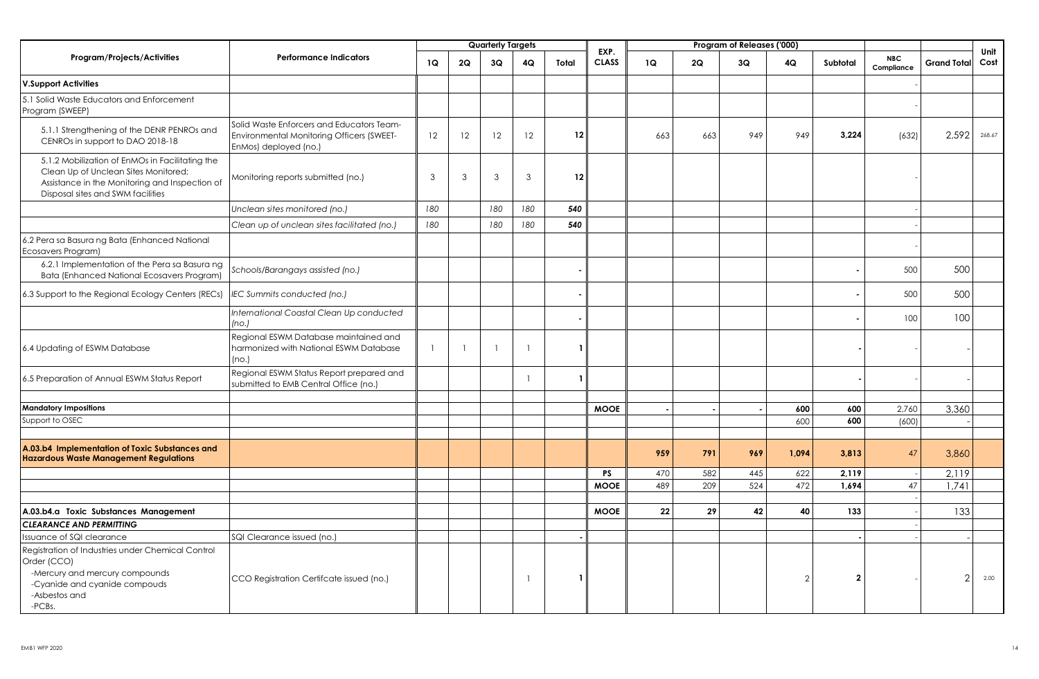| Program/Projects/Activities | Performance Indicators | Quarterly Targets | | | | | EXP. CLASS | Program of Releases ('000) | | | | | NBC Compliance | Grand Total | Unit Cost |
|---|---|---|---|---|---|---|---|---|---|---|---|---|---|---|---|
| | | 1Q | 2Q | 3Q | 4Q | Total | | 1Q | 2Q | 3Q | 4Q | Subtotal | | | |
| **V.Support Activities** | | | | | | | | | | | | | - | | |
| 5.1 Solid Waste Educators and Enforcement Program (SWEEP) | | | | | | | | | | | | | - | | |
| 5.1.1 Strengthening of the DENR PENROs and CENROs in support to DAO 2018-18 | Solid Waste Enforcers and Educators Team-Environmental Monitoring Officers (SWEET-EnMos) deployed (no.) | 12 | 12 | 12 | 12 | **12** | | 663 | 663 | 949 | 949 | **3,224** | (632) | 2,592 | 268.67 |
| 5.1.2 Mobilization of EnMOs in Facilitating the Clean Up of Unclean Sites Monitored; Assistance in the Monitoring and Inspection of Disposal sites and SWM facilities | Monitoring reports submitted (no.) | 3 | 3 | 3 | 3 | **12** | | | | | | | - | | |
| | *Unclean sites monitored (no.)* | *180* | | *180* | *180* | ***540*** | | | | | | | - | | |
| | *Clean up of unclean sites facilitated (no.)* | *180* | | *180* | *180* | ***540*** | | | | | | | - | | |
| 6.2 Pera sa Basura ng Bata (Enhanced National Ecosavers Program) | | | | | | | | | | | | | - | | |
| 6.2.1 Implementation of the Pera sa Basura ng Bata (Enhanced National Ecosavers Program) | *Schools/Barangays assisted (no.)* | | | | | - | | | | | | - | 500 | 500 | |
| 6.3 Support to the Regional Ecology Centers (RECs) | *IEC Summits conducted (no.)* | | | | | - | | | | | | - | 500 | 500 | |
| | *International Coastal Clean Up conducted (no.)* | | | | | - | | | | | | - | 100 | 100 | |
| 6.4 Updating of ESWM Database | Regional ESWM Database maintained and harmonized with National ESWM Database (no.) | 1 | 1 | 1 | 1 | **1** | | | | | | - | - | - | |
| 6.5 Preparation of Annual ESWM Status Report | Regional ESWM Status Report prepared and submitted to EMB Central Office (no.) | | | | 1 | **1** | | | | | | - | - | - | |
| **Mandatory Impositions** | | | | | | | **MOOE** | - | - | - | **600** | **600** | 2,760 | 3,360 | |
| Support to OSEC | | | | | | | | | | | 600 | **600** | (600) | - | |
| **A.03.b4 Implementation of Toxic Substances and Hazardous Waste Management Regulations** | | | | | | | | **959** | **791** | **969** | **1,094** | **3,813** | 47 | 3,860 | |
| | | | | | | | **PS** | 470 | 582 | 445 | 622 | **2,119** | - | 2,119 | |
| | | | | | | | **MOOE** | 489 | 209 | 524 | 472 | **1,694** | 47 | 1,741 | |
| | | | | | | | | | | | | | - | | |
| **A.03.b4.a Toxic Substances Management** | | | | | | | **MOOE** | **22** | **29** | **42** | **40** | **133** | - | 133 | |
| ***CLEARANCE AND PERMITTING*** | | | | | | | | | | | | | - | | |
| Issuance of SQI clearance | SQI Clearance issued (no.) | | | | | - | | | | | | - | - | - | |
| Registration of Industries under Chemical Control Order (CCO) -Mercury and mercury compounds -Cyanide and cyanide compouds -Asbestos and -PCBs. | CCO Registration Certifcate issued (no.) | | | | 1 | **1** | | | | | 2 | **2** | - | 2 | 2.00 |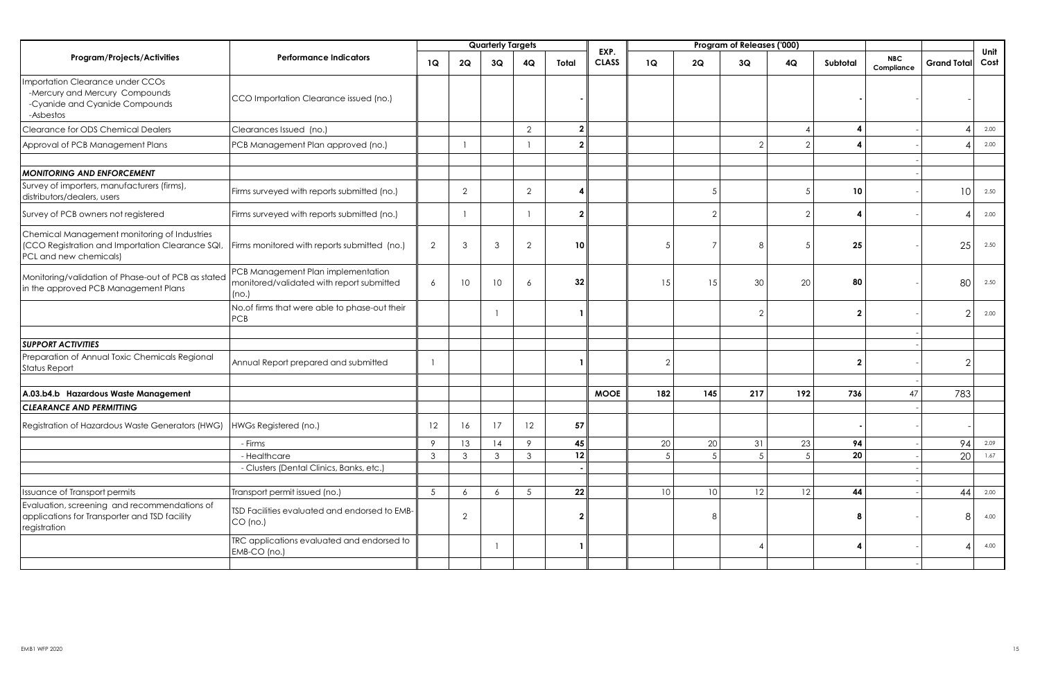| Program/Projects/Activities | Performance Indicators | Quarterly Targets | | | | | EXP. CLASS | Program of Releases ('000) | | | | | | | Unit Cost |
|---|---|---|---|---|---|---|---|---|---|---|---|---|---|---|---|
| | | 1Q | 2Q | 3Q | 4Q | Total | | 1Q | 2Q | 3Q | 4Q | Subtotal | NBC Compliance | Grand Total | |
| Importation Clearance under CCOs -Mercury and Mercury Compounds -Cyanide and Cyanide Compounds -Asbestos | CCO Importation Clearance issued (no.) | | | | | - | | | | | | - | - | - | |
| Clearance for ODS Chemical Dealers | Clearances Issued (no.) | | | | 2 | 2 | | | | | 4 | 4 | - | 4 | 2.00 |
| Approval of PCB Management Plans | PCB Management Plan approved (no.) | | 1 | | 1 | 2 | | | | 2 | 2 | 4 | - | 4 | 2.00 |
| | | | | | | | | | | | | | - | | |
| ***MONITORING AND ENFORCEMENT*** | | | | | | | | | | | | | - | | |
| Survey of importers, manufacturers (firms), distributors/dealers, users | Firms surveyed with reports submitted (no.) | | 2 | | 2 | 4 | | | 5 | | 5 | 10 | - | 10 | 2.50 |
| Survey of PCB owners not registered | Firms surveyed with reports submitted (no.) | | 1 | | 1 | 2 | | | 2 | | 2 | 4 | - | 4 | 2.00 |
| Chemical Management monitoring of Industries (CCO Registration and Importation Clearance SQI, PCL and new chemicals) | Firms monitored with reports submitted (no.) | 2 | 3 | 3 | 2 | 10 | | 5 | 7 | 8 | 5 | 25 | - | 25 | 2.50 |
| Monitoring/validation of Phase-out of PCB as stated in the approved PCB Management Plans | PCB Management Plan implementation monitored/validated with report submitted (no.) | 6 | 10 | 10 | 6 | 32 | | 15 | 15 | 30 | 20 | 80 | - | 80 | 2.50 |
| | No.of firms that were able to phase-out their PCB | | | 1 | | 1 | | | | 2 | | 2 | - | 2 | 2.00 |
| | | | | | | | | | | | | | - | | |
| ***SUPPORT ACTIVITIES*** | | | | | | | | | | | | | - | | |
| Preparation of Annual Toxic Chemicals Regional Status Report | Annual Report prepared and submitted | 1 | | | | 1 | | 2 | | | | 2 | - | 2 | |
| | | | | | | | | | | | | | - | | |
| **A.03.b4.b Hazardous Waste Management** | | | | | | | **MOOE** | **182** | **145** | **217** | **192** | **736** | 47 | 783 | |
| ***CLEARANCE AND PERMITTING*** | | | | | | | | | | | | | - | | |
| Registration of Hazardous Waste Generators (HWG) | HWGs Registered (no.) | 12 | 16 | 17 | 12 | 57 | | | | | | - | - | - | |
| | - Firms | 9 | 13 | 14 | 9 | 45 | | 20 | 20 | 31 | 23 | 94 | - | 94 | 2.09 |
| | - Healthcare | 3 | 3 | 3 | 3 | 12 | | 5 | 5 | 5 | 5 | 20 | - | 20 | 1.67 |
| | - Clusters (Dental Clinics, Banks, etc.) | | | | | - | | | | | | | - | | |
| | | | | | | | | | | | | | - | | |
| Issuance of Transport permits | Transport permit issued (no.) | 5 | 6 | 6 | 5 | 22 | | 10 | 10 | 12 | 12 | 44 | - | 44 | 2.00 |
| Evaluation, screening and recommendations of applications for Transporter and TSD facility registration | TSD Facilities evaluated and endorsed to EMB-CO (no.) | | 2 | | | 2 | | | 8 | | | 8 | - | 8 | 4.00 |
| | TRC applications evaluated and endorsed to EMB-CO (no.) | | | 1 | | 1 | | | | 4 | | 4 | - | 4 | 4.00 |
| | | | | | | | | | | | | | - | | |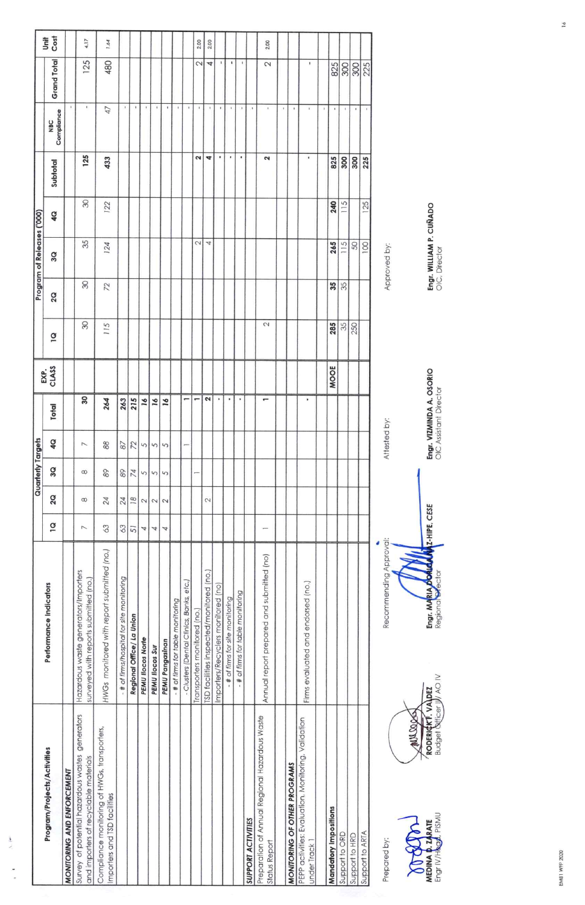| Program/Projects/Activities | Performance Indicators | Quarterly Targets | | | | | EXP. CLASS | Program of Releases ('000) | | | | | | | Unit Cost |
|---|---|---|---|---|---|---|---|---|---|---|---|---|---|---|---|
| | | 1Q | 2Q | 3Q | 4Q | Total | | 1Q | 2Q | 3Q | 4Q | Subtotal | NBC Compliance | Grand Total | |
| **MONITORING AND ENFORCEMENT** | | | | | | | | | | | | | | | |
| Survey of potential hazardous wastes generators and importers of recyclable materials | Hazardous waste generators/importers surveyed with reports submitted (no.) | 7 | 8 | 8 | 7 | **30** | | 30 | 30 | 35 | 30 | **125** | - | 125 | 4.17 |
| Compliance monitoring of HWGs, transporters, importers and TSD facilities | HWGs monitored with report submitted (no.) | 63 | 24 | 89 | 88 | **264** | | 115 | 72 | 124 | 122 | **433** | 47 | 480 | 1.64 |
| | - # of firms/hospital for site monitoring | 63 | 24 | 89 | 87 | **263** | | | | | | | - | | |
| | ***Regional Office/ La Union*** | 51 | 18 | 74 | 72 | **215** | | | | | | | - | | |
| | ***PEMU Ilocos Norte*** | 4 | 2 | 5 | 5 | **16** | | | | | | | - | | |
| | ***PEMU Ilocos Sur*** | 4 | 2 | 5 | 5 | **16** | | | | | | | - | | |
| | ***PEMU Pangasinan*** | 4 | 2 | 5 | 5 | **16** | | | | | | | - | | |
| | - # of firms for table monitoring | | | | | | | | | | | | - | | |
| | - Clusters (Dental Clinics, Banks, etc.) | | | | 1 | **1** | | | | | | | - | | |
| | Transporters monitored (no.) | | | 1 | | **1** | | | | | | | | | |
| | TSD facilities inspected/monitored (no.) | | 2 | | | **2** | | | | 2 | | **2** | - | 2 | 2.00 |
| | Importers/Recyclers monitored (no) | | | | | **-** | | | | 4 | | **4** | - | 4 | 2.00 |
| | - # of firms for site monitoring | | | | | **-** | | | | | | **-** | - | - | |
| | - # of firms for table monitoring | | | | | **-** | | | | | | **-** | - | - | |
| **SUPPORT ACTIVITIES** | | | | | | | | | | | | | | | |
| Preparation of Annual Regional Hazardous Waste Status Report | Annual report prepared and submitted (no) | 1 | | | | **1** | | 2 | | | | **2** | - | 2 | 2.00 |
| **MONITORING OF OTHER PROGRAMS** | | | | | | | | | | | | | | | |
| PEPP activities: Evaluation, Monitoring, Validation under Track 1 | Firms evaluated and endorsed (no.) | | | | | **-** | | | | | | **-** | - | - | |
| **Mandatory Impositions** | | | | | | | **MOOE** | **285** | **35** | **265** | **240** | **825** | - | 825 | |
| Support to ORD | | | | | | | | 35 | 35 | 115 | 115 | **300** | - | 300 | |
| Support to HRD | | | | | | | | 250 | | 50 | | **300** | - | 300 | |
| Support to ARTA | | | | | | | | | | 100 | 125 | **225** | - | 225 | |

Prepared by:

**MEDINA D. ZARATE**
Engr IV/Head, PISMU

**RODERICK T. VALDEZ**
Budget Officer II/ AO IV

Recommending Approval:

**Engr. MARIA DORICA NAZ-HIPE, CESE**
Regional Director

Attested by:

**Engr. VIZMINDA A. OSORIO**
OIC, Assistant Director

Approved by:

**Engr. WILLIAM P. CUÑADO**
OIC, Director

EMB1 WFP 2020